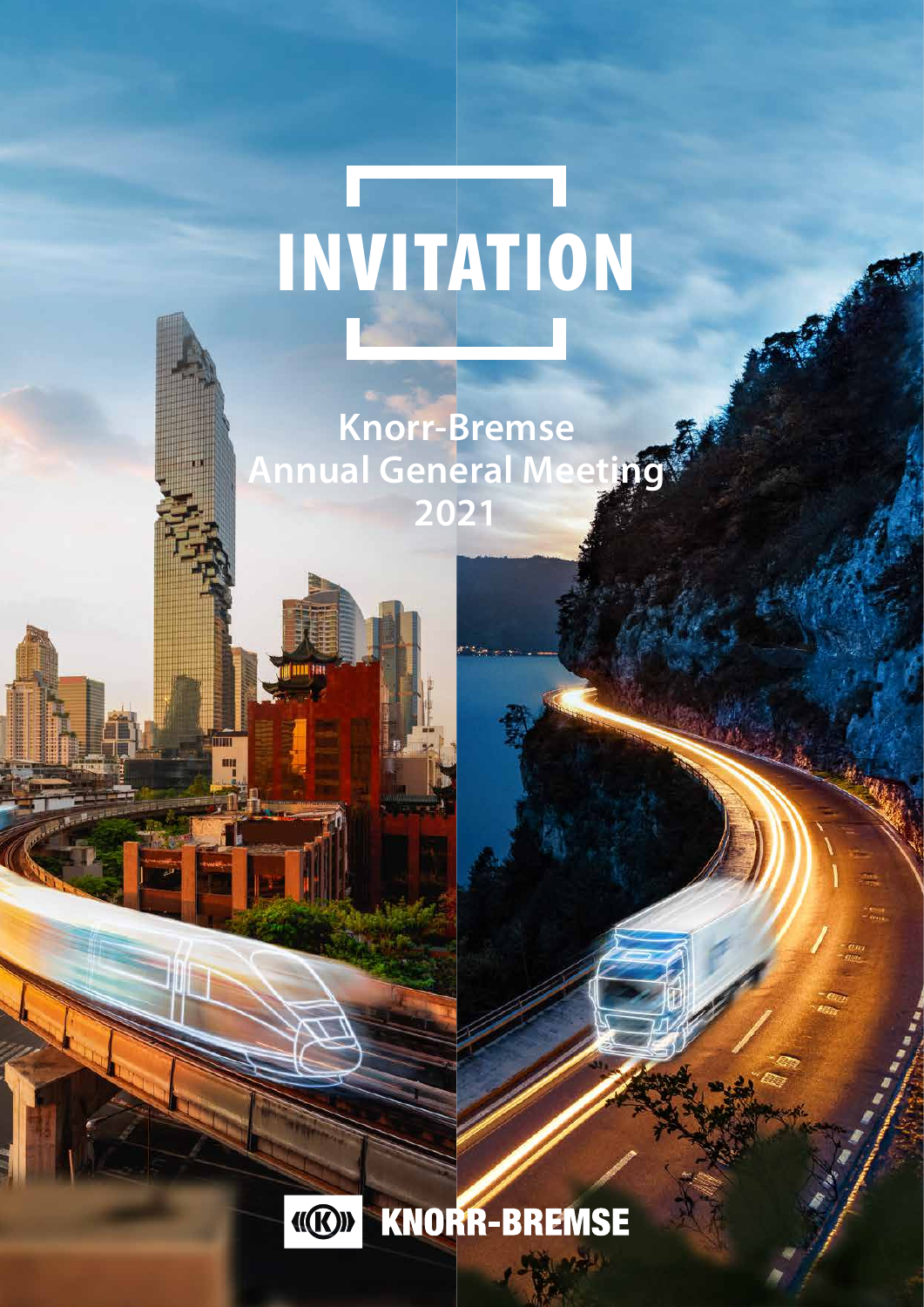# INVITATION

**Knorr-Bremse Annual General Meeting 2021**

KNORR-BREMSE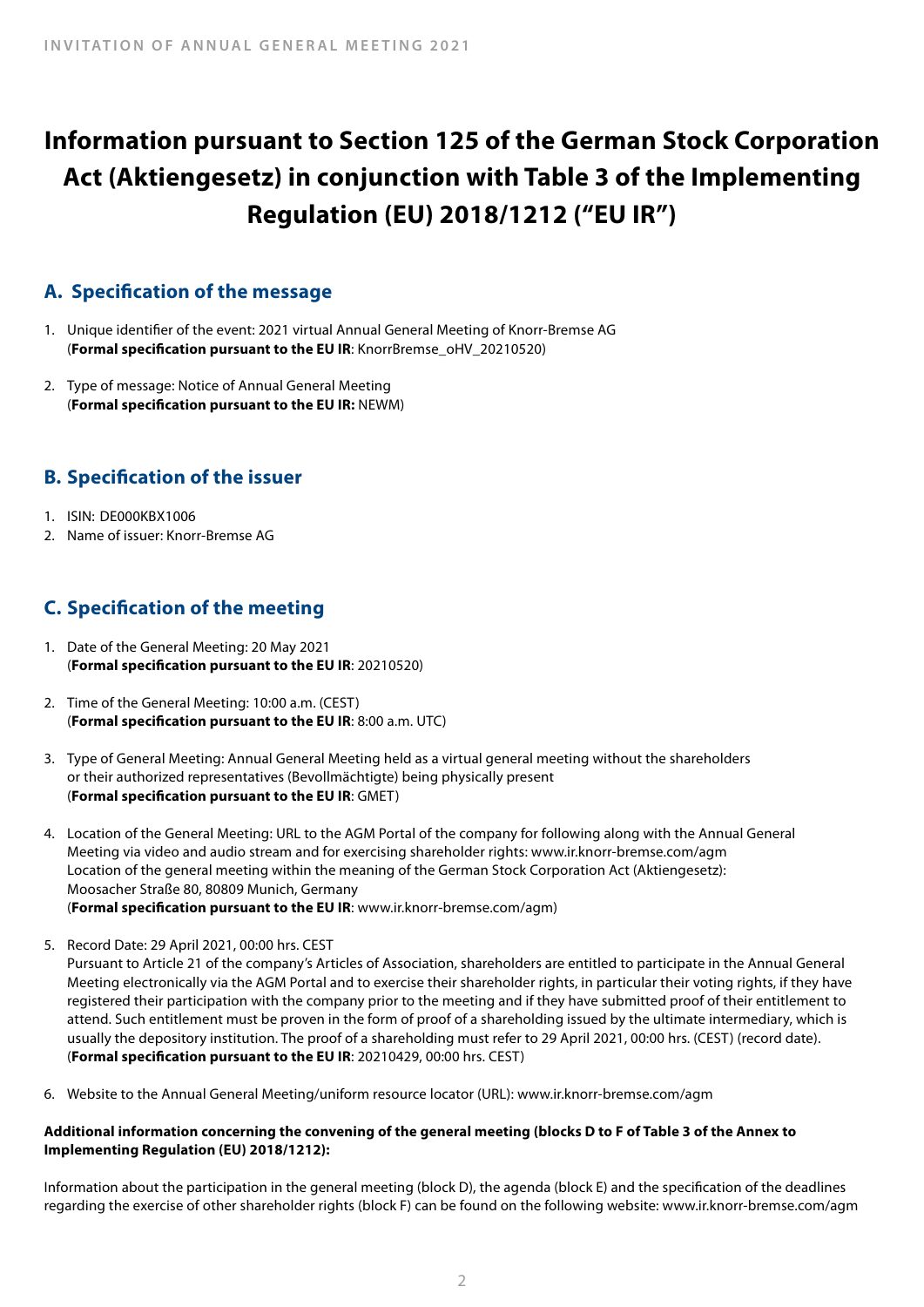# Information pursuant to Section 125 of the German Stock Corporation Act (Aktiengesetz) in conjunction with Table 3 of the Implementing Regulation (EU) 2018/1212 ("EU IR")

## A. Specification of the message

1. Unique identifier of the event: 2021 virtual Annual General Meeting of Knorr-Bremse AG
(**Formal specification pursuant to the EU IR**: KnorrBremse_oHV_20210520)

2. Type of message: Notice of Annual General Meeting
(**Formal specification pursuant to the EU IR:** NEWM)

## B. Specification of the issuer

1. ISIN: DE000KBX1006
2. Name of issuer: Knorr-Bremse AG

## C. Specification of the meeting

1. Date of the General Meeting: 20 May 2021
(**Formal specification pursuant to the EU IR**: 20210520)

2. Time of the General Meeting: 10:00 a.m. (CEST)
(**Formal specification pursuant to the EU IR**: 8:00 a.m. UTC)

3. Type of General Meeting: Annual General Meeting held as a virtual general meeting without the shareholders or their authorized representatives (Bevollmächtigte) being physically present
(**Formal specification pursuant to the EU IR**: GMET)

4. Location of the General Meeting: URL to the AGM Portal of the company for following along with the Annual General Meeting via video and audio stream and for exercising shareholder rights: www.ir.knorr-bremse.com/agm
Location of the general meeting within the meaning of the German Stock Corporation Act (Aktiengesetz): Moosacher Straße 80, 80809 Munich, Germany
(**Formal specification pursuant to the EU IR**: www.ir.knorr-bremse.com/agm)

5. Record Date: 29 April 2021, 00:00 hrs. CEST
Pursuant to Article 21 of the company's Articles of Association, shareholders are entitled to participate in the Annual General Meeting electronically via the AGM Portal and to exercise their shareholder rights, in particular their voting rights, if they have registered their participation with the company prior to the meeting and if they have submitted proof of their entitlement to attend. Such entitlement must be proven in the form of proof of a shareholding issued by the ultimate intermediary, which is usually the depository institution. The proof of a shareholding must refer to 29 April 2021, 00:00 hrs. (CEST) (record date).
(**Formal specification pursuant to the EU IR**: 20210429, 00:00 hrs. CEST)

6. Website to the Annual General Meeting/uniform resource locator (URL): www.ir.knorr-bremse.com/agm

**Additional information concerning the convening of the general meeting (blocks D to F of Table 3 of the Annex to Implementing Regulation (EU) 2018/1212):**

Information about the participation in the general meeting (block D), the agenda (block E) and the specification of the deadlines regarding the exercise of other shareholder rights (block F) can be found on the following website: www.ir.knorr-bremse.com/agm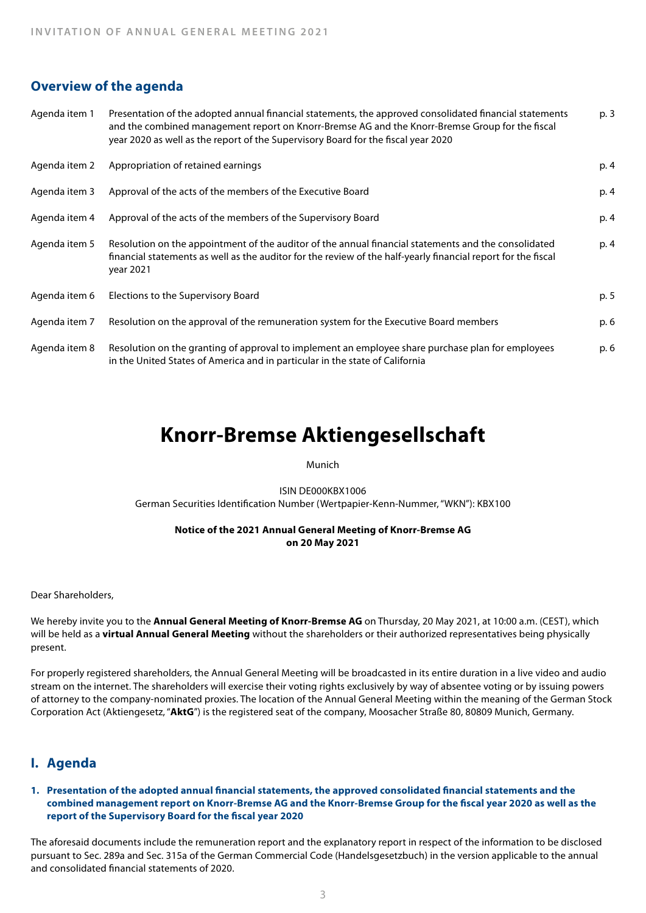## Overview of the agenda

| | | |
|---|---|---|
| Agenda item 1 | Presentation of the adopted annual financial statements, the approved consolidated financial statements and the combined management report on Knorr-Bremse AG and the Knorr-Bremse Group for the fiscal year 2020 as well as the report of the Supervisory Board for the fiscal year 2020 | p. 3 |
| Agenda item 2 | Appropriation of retained earnings | p. 4 |
| Agenda item 3 | Approval of the acts of the members of the Executive Board | p. 4 |
| Agenda item 4 | Approval of the acts of the members of the Supervisory Board | p. 4 |
| Agenda item 5 | Resolution on the appointment of the auditor of the annual financial statements and the consolidated financial statements as well as the auditor for the review of the half-yearly financial report for the fiscal year 2021 | p. 4 |
| Agenda item 6 | Elections to the Supervisory Board | p. 5 |
| Agenda item 7 | Resolution on the approval of the remuneration system for the Executive Board members | p. 6 |
| Agenda item 8 | Resolution on the granting of approval to implement an employee share purchase plan for employees in the United States of America and in particular in the state of California | p. 6 |

# Knorr-Bremse Aktiengesellschaft

Munich

ISIN DE000KBX1006
German Securities Identification Number (Wertpapier-Kenn-Nummer, "WKN"): KBX100

**Notice of the 2021 Annual General Meeting of Knorr-Bremse AG on 20 May 2021**

Dear Shareholders,

We hereby invite you to the **Annual General Meeting of Knorr-Bremse AG** on Thursday, 20 May 2021, at 10:00 a.m. (CEST), which will be held as a **virtual Annual General Meeting** without the shareholders or their authorized representatives being physically present.

For properly registered shareholders, the Annual General Meeting will be broadcasted in its entire duration in a live video and audio stream on the internet. The shareholders will exercise their voting rights exclusively by way of absentee voting or by issuing powers of attorney to the company-nominated proxies. The location of the Annual General Meeting within the meaning of the German Stock Corporation Act (Aktiengesetz, "**AktG**") is the registered seat of the company, Moosacher Straße 80, 80809 Munich, Germany.

## I. Agenda

### 1. Presentation of the adopted annual financial statements, the approved consolidated financial statements and the combined management report on Knorr-Bremse AG and the Knorr-Bremse Group for the fiscal year 2020 as well as the report of the Supervisory Board for the fiscal year 2020

The aforesaid documents include the remuneration report and the explanatory report in respect of the information to be disclosed pursuant to Sec. 289a and Sec. 315a of the German Commercial Code (Handelsgesetzbuch) in the version applicable to the annual and consolidated financial statements of 2020.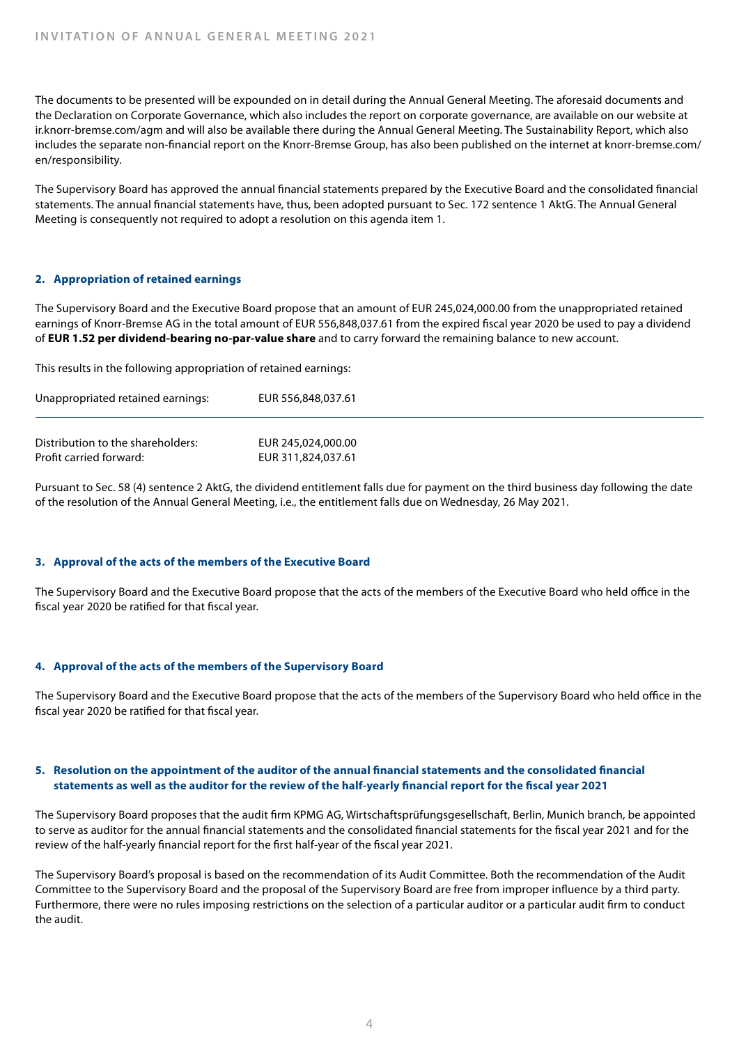The documents to be presented will be expounded on in detail during the Annual General Meeting. The aforesaid documents and the Declaration on Corporate Governance, which also includes the report on corporate governance, are available on our website at ir.knorr-bremse.com/agm and will also be available there during the Annual General Meeting. The Sustainability Report, which also includes the separate non-financial report on the Knorr-Bremse Group, has also been published on the internet at knorr-bremse.com/en/responsibility.

The Supervisory Board has approved the annual financial statements prepared by the Executive Board and the consolidated financial statements. The annual financial statements have, thus, been adopted pursuant to Sec. 172 sentence 1 AktG. The Annual General Meeting is consequently not required to adopt a resolution on this agenda item 1.

## 2. Appropriation of retained earnings

The Supervisory Board and the Executive Board propose that an amount of EUR 245,024,000.00 from the unappropriated retained earnings of Knorr-Bremse AG in the total amount of EUR 556,848,037.61 from the expired fiscal year 2020 be used to pay a dividend of **EUR 1.52 per dividend-bearing no-par-value share** and to carry forward the remaining balance to new account.

This results in the following appropriation of retained earnings:

| Unappropriated retained earnings: | EUR 556,848,037.61 |
|---|---|
| Distribution to the shareholders: | EUR 245,024,000.00 |
| Profit carried forward: | EUR 311,824,037.61 |

Pursuant to Sec. 58 (4) sentence 2 AktG, the dividend entitlement falls due for payment on the third business day following the date of the resolution of the Annual General Meeting, i.e., the entitlement falls due on Wednesday, 26 May 2021.

## 3. Approval of the acts of the members of the Executive Board

The Supervisory Board and the Executive Board propose that the acts of the members of the Executive Board who held office in the fiscal year 2020 be ratified for that fiscal year.

## 4. Approval of the acts of the members of the Supervisory Board

The Supervisory Board and the Executive Board propose that the acts of the members of the Supervisory Board who held office in the fiscal year 2020 be ratified for that fiscal year.

## 5. Resolution on the appointment of the auditor of the annual financial statements and the consolidated financial statements as well as the auditor for the review of the half-yearly financial report for the fiscal year 2021

The Supervisory Board proposes that the audit firm KPMG AG, Wirtschaftsprüfungsgesellschaft, Berlin, Munich branch, be appointed to serve as auditor for the annual financial statements and the consolidated financial statements for the fiscal year 2021 and for the review of the half-yearly financial report for the first half-year of the fiscal year 2021.

The Supervisory Board's proposal is based on the recommendation of its Audit Committee. Both the recommendation of the Audit Committee to the Supervisory Board and the proposal of the Supervisory Board are free from improper influence by a third party. Furthermore, there were no rules imposing restrictions on the selection of a particular auditor or a particular audit firm to conduct the audit.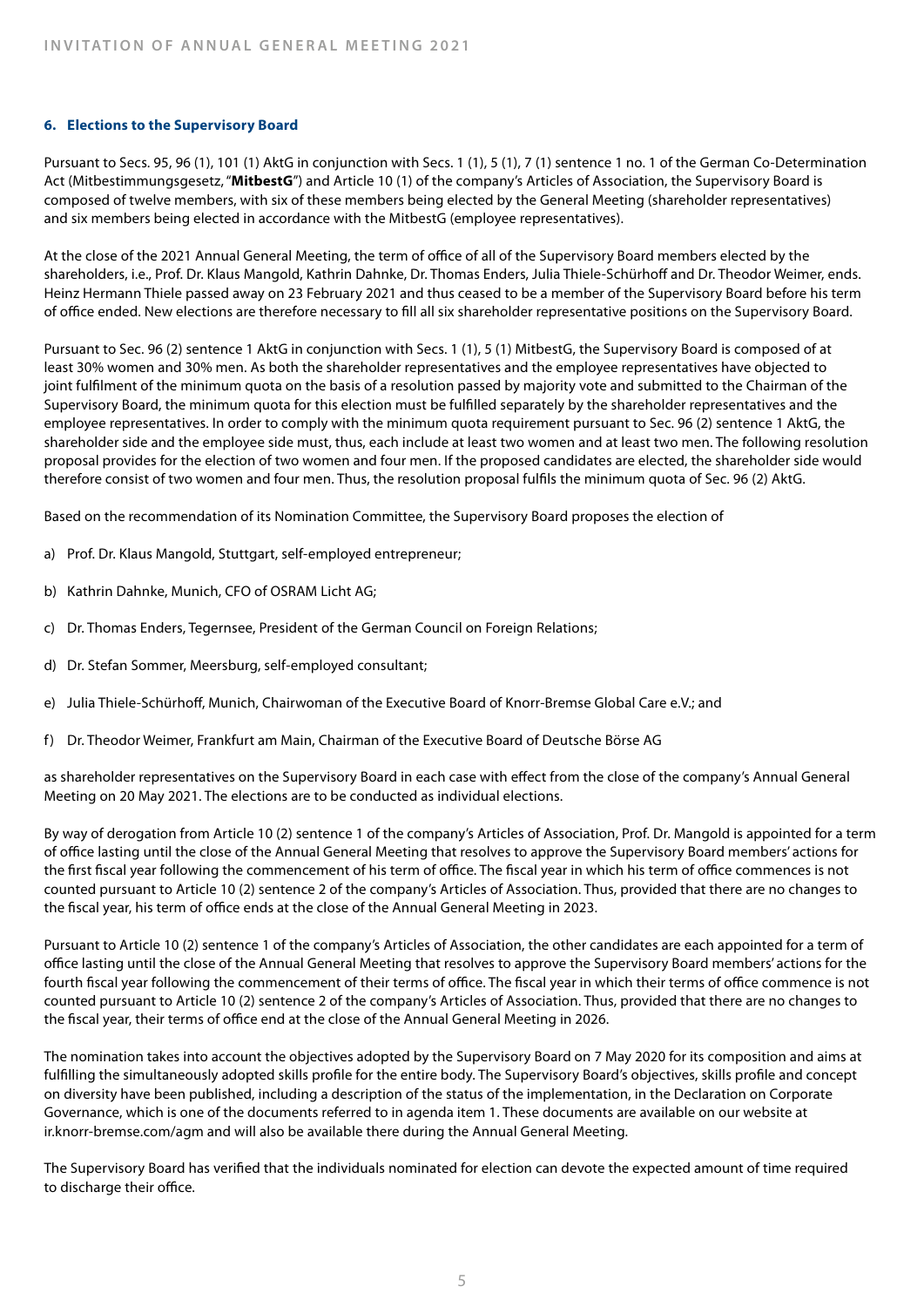### 6. Elections to the Supervisory Board

Pursuant to Secs. 95, 96 (1), 101 (1) AktG in conjunction with Secs. 1 (1), 5 (1), 7 (1) sentence 1 no. 1 of the German Co-Determination Act (Mitbestimmungsgesetz, "**MitbestG**") and Article 10 (1) of the company's Articles of Association, the Supervisory Board is composed of twelve members, with six of these members being elected by the General Meeting (shareholder representatives) and six members being elected in accordance with the MitbestG (employee representatives).

At the close of the 2021 Annual General Meeting, the term of office of all of the Supervisory Board members elected by the shareholders, i.e., Prof. Dr. Klaus Mangold, Kathrin Dahnke, Dr. Thomas Enders, Julia Thiele-Schürhoff and Dr. Theodor Weimer, ends. Heinz Hermann Thiele passed away on 23 February 2021 and thus ceased to be a member of the Supervisory Board before his term of office ended. New elections are therefore necessary to fill all six shareholder representative positions on the Supervisory Board.

Pursuant to Sec. 96 (2) sentence 1 AktG in conjunction with Secs. 1 (1), 5 (1) MitbestG, the Supervisory Board is composed of at least 30% women and 30% men. As both the shareholder representatives and the employee representatives have objected to joint fulfilment of the minimum quota on the basis of a resolution passed by majority vote and submitted to the Chairman of the Supervisory Board, the minimum quota for this election must be fulfilled separately by the shareholder representatives and the employee representatives. In order to comply with the minimum quota requirement pursuant to Sec. 96 (2) sentence 1 AktG, the shareholder side and the employee side must, thus, each include at least two women and at least two men. The following resolution proposal provides for the election of two women and four men. If the proposed candidates are elected, the shareholder side would therefore consist of two women and four men. Thus, the resolution proposal fulfils the minimum quota of Sec. 96 (2) AktG.

Based on the recommendation of its Nomination Committee, the Supervisory Board proposes the election of

a) Prof. Dr. Klaus Mangold, Stuttgart, self-employed entrepreneur;

b) Kathrin Dahnke, Munich, CFO of OSRAM Licht AG;

c) Dr. Thomas Enders, Tegernsee, President of the German Council on Foreign Relations;

d) Dr. Stefan Sommer, Meersburg, self-employed consultant;

e) Julia Thiele-Schürhoff, Munich, Chairwoman of the Executive Board of Knorr-Bremse Global Care e.V.; and

f) Dr. Theodor Weimer, Frankfurt am Main, Chairman of the Executive Board of Deutsche Börse AG

as shareholder representatives on the Supervisory Board in each case with effect from the close of the company's Annual General Meeting on 20 May 2021. The elections are to be conducted as individual elections.

By way of derogation from Article 10 (2) sentence 1 of the company's Articles of Association, Prof. Dr. Mangold is appointed for a term of office lasting until the close of the Annual General Meeting that resolves to approve the Supervisory Board members' actions for the first fiscal year following the commencement of his term of office. The fiscal year in which his term of office commences is not counted pursuant to Article 10 (2) sentence 2 of the company's Articles of Association. Thus, provided that there are no changes to the fiscal year, his term of office ends at the close of the Annual General Meeting in 2023.

Pursuant to Article 10 (2) sentence 1 of the company's Articles of Association, the other candidates are each appointed for a term of office lasting until the close of the Annual General Meeting that resolves to approve the Supervisory Board members' actions for the fourth fiscal year following the commencement of their terms of office. The fiscal year in which their terms of office commence is not counted pursuant to Article 10 (2) sentence 2 of the company's Articles of Association. Thus, provided that there are no changes to the fiscal year, their terms of office end at the close of the Annual General Meeting in 2026.

The nomination takes into account the objectives adopted by the Supervisory Board on 7 May 2020 for its composition and aims at fulfilling the simultaneously adopted skills profile for the entire body. The Supervisory Board's objectives, skills profile and concept on diversity have been published, including a description of the status of the implementation, in the Declaration on Corporate Governance, which is one of the documents referred to in agenda item 1. These documents are available on our website at ir.knorr-bremse.com/agm and will also be available there during the Annual General Meeting.

The Supervisory Board has verified that the individuals nominated for election can devote the expected amount of time required to discharge their office.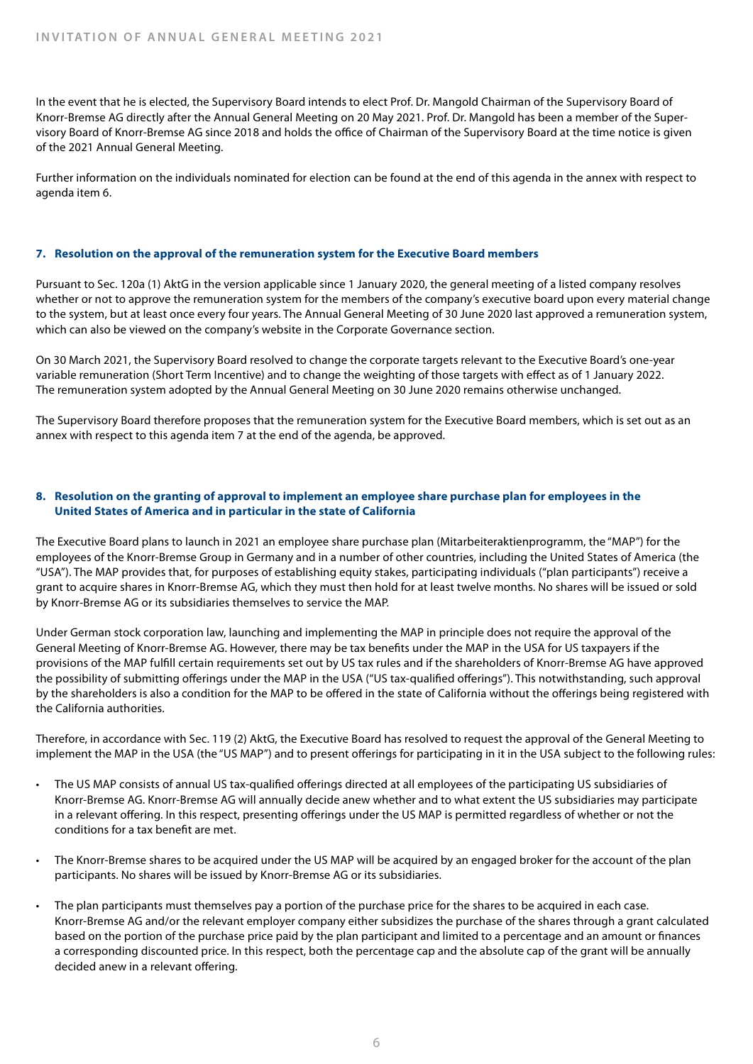In the event that he is elected, the Supervisory Board intends to elect Prof. Dr. Mangold Chairman of the Supervisory Board of Knorr-Bremse AG directly after the Annual General Meeting on 20 May 2021. Prof. Dr. Mangold has been a member of the Supervisory Board of Knorr-Bremse AG since 2018 and holds the office of Chairman of the Supervisory Board at the time notice is given of the 2021 Annual General Meeting.

Further information on the individuals nominated for election can be found at the end of this agenda in the annex with respect to agenda item 6.

### 7. Resolution on the approval of the remuneration system for the Executive Board members

Pursuant to Sec. 120a (1) AktG in the version applicable since 1 January 2020, the general meeting of a listed company resolves whether or not to approve the remuneration system for the members of the company's executive board upon every material change to the system, but at least once every four years. The Annual General Meeting of 30 June 2020 last approved a remuneration system, which can also be viewed on the company's website in the Corporate Governance section.

On 30 March 2021, the Supervisory Board resolved to change the corporate targets relevant to the Executive Board's one-year variable remuneration (Short Term Incentive) and to change the weighting of those targets with effect as of 1 January 2022. The remuneration system adopted by the Annual General Meeting on 30 June 2020 remains otherwise unchanged.

The Supervisory Board therefore proposes that the remuneration system for the Executive Board members, which is set out as an annex with respect to this agenda item 7 at the end of the agenda, be approved.

### 8. Resolution on the granting of approval to implement an employee share purchase plan for employees in the United States of America and in particular in the state of California

The Executive Board plans to launch in 2021 an employee share purchase plan (Mitarbeiteraktienprogramm, the "MAP") for the employees of the Knorr-Bremse Group in Germany and in a number of other countries, including the United States of America (the "USA"). The MAP provides that, for purposes of establishing equity stakes, participating individuals ("plan participants") receive a grant to acquire shares in Knorr-Bremse AG, which they must then hold for at least twelve months. No shares will be issued or sold by Knorr-Bremse AG or its subsidiaries themselves to service the MAP.

Under German stock corporation law, launching and implementing the MAP in principle does not require the approval of the General Meeting of Knorr-Bremse AG. However, there may be tax benefits under the MAP in the USA for US taxpayers if the provisions of the MAP fulfill certain requirements set out by US tax rules and if the shareholders of Knorr-Bremse AG have approved the possibility of submitting offerings under the MAP in the USA ("US tax-qualified offerings"). This notwithstanding, such approval by the shareholders is also a condition for the MAP to be offered in the state of California without the offerings being registered with the California authorities.

Therefore, in accordance with Sec. 119 (2) AktG, the Executive Board has resolved to request the approval of the General Meeting to implement the MAP in the USA (the "US MAP") and to present offerings for participating in it in the USA subject to the following rules:

- The US MAP consists of annual US tax-qualified offerings directed at all employees of the participating US subsidiaries of Knorr-Bremse AG. Knorr-Bremse AG will annually decide anew whether and to what extent the US subsidiaries may participate in a relevant offering. In this respect, presenting offerings under the US MAP is permitted regardless of whether or not the conditions for a tax benefit are met.
- The Knorr-Bremse shares to be acquired under the US MAP will be acquired by an engaged broker for the account of the plan participants. No shares will be issued by Knorr-Bremse AG or its subsidiaries.
- The plan participants must themselves pay a portion of the purchase price for the shares to be acquired in each case. Knorr-Bremse AG and/or the relevant employer company either subsidizes the purchase of the shares through a grant calculated based on the portion of the purchase price paid by the plan participant and limited to a percentage and an amount or finances a corresponding discounted price. In this respect, both the percentage cap and the absolute cap of the grant will be annually decided anew in a relevant offering.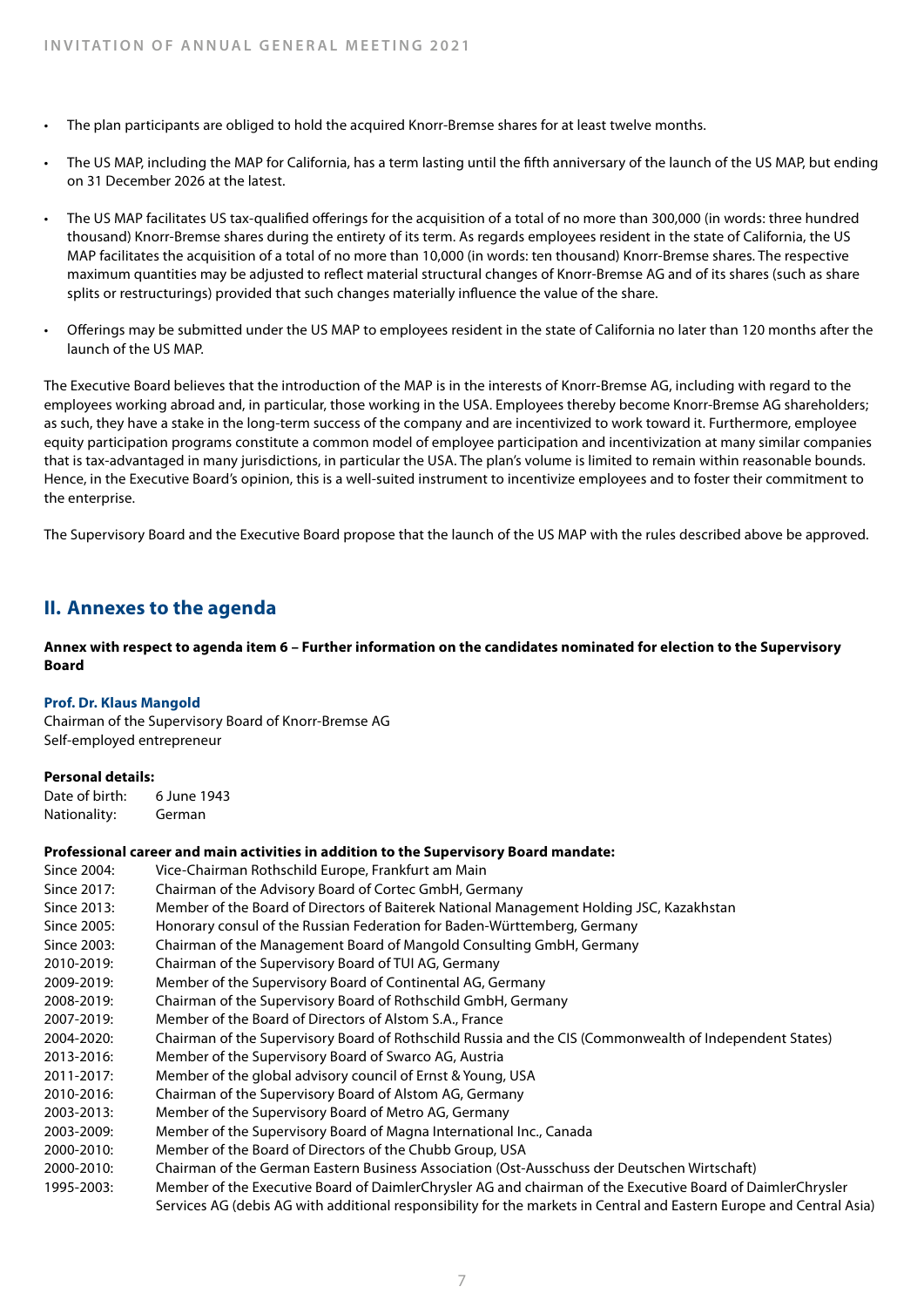- The plan participants are obliged to hold the acquired Knorr-Bremse shares for at least twelve months.
- The US MAP, including the MAP for California, has a term lasting until the fifth anniversary of the launch of the US MAP, but ending on 31 December 2026 at the latest.
- The US MAP facilitates US tax-qualified offerings for the acquisition of a total of no more than 300,000 (in words: three hundred thousand) Knorr-Bremse shares during the entirety of its term. As regards employees resident in the state of California, the US MAP facilitates the acquisition of a total of no more than 10,000 (in words: ten thousand) Knorr-Bremse shares. The respective maximum quantities may be adjusted to reflect material structural changes of Knorr-Bremse AG and of its shares (such as share splits or restructurings) provided that such changes materially influence the value of the share.
- Offerings may be submitted under the US MAP to employees resident in the state of California no later than 120 months after the launch of the US MAP.

The Executive Board believes that the introduction of the MAP is in the interests of Knorr-Bremse AG, including with regard to the employees working abroad and, in particular, those working in the USA. Employees thereby become Knorr-Bremse AG shareholders; as such, they have a stake in the long-term success of the company and are incentivized to work toward it. Furthermore, employee equity participation programs constitute a common model of employee participation and incentivization at many similar companies that is tax-advantaged in many jurisdictions, in particular the USA. The plan's volume is limited to remain within reasonable bounds. Hence, in the Executive Board's opinion, this is a well-suited instrument to incentivize employees and to foster their commitment to the enterprise.

The Supervisory Board and the Executive Board propose that the launch of the US MAP with the rules described above be approved.

## II. Annexes to the agenda

**Annex with respect to agenda item 6 – Further information on the candidates nominated for election to the Supervisory Board**

**Prof. Dr. Klaus Mangold**
Chairman of the Supervisory Board of Knorr-Bremse AG
Self-employed entrepreneur

**Personal details:**

| | |
|---|---|
| Date of birth: | 6 June 1943 |
| Nationality: | German |

**Professional career and main activities in addition to the Supervisory Board mandate:**

| | |
|---|---|
| Since 2004: | Vice-Chairman Rothschild Europe, Frankfurt am Main |
| Since 2017: | Chairman of the Advisory Board of Cortec GmbH, Germany |
| Since 2013: | Member of the Board of Directors of Baiterek National Management Holding JSC, Kazakhstan |
| Since 2005: | Honorary consul of the Russian Federation for Baden-Württemberg, Germany |
| Since 2003: | Chairman of the Management Board of Mangold Consulting GmbH, Germany |
| 2010-2019: | Chairman of the Supervisory Board of TUI AG, Germany |
| 2009-2019: | Member of the Supervisory Board of Continental AG, Germany |
| 2008-2019: | Chairman of the Supervisory Board of Rothschild GmbH, Germany |
| 2007-2019: | Member of the Board of Directors of Alstom S.A., France |
| 2004-2020: | Chairman of the Supervisory Board of Rothschild Russia and the CIS (Commonwealth of Independent States) |
| 2013-2016: | Member of the Supervisory Board of Swarco AG, Austria |
| 2011-2017: | Member of the global advisory council of Ernst & Young, USA |
| 2010-2016: | Chairman of the Supervisory Board of Alstom AG, Germany |
| 2003-2013: | Member of the Supervisory Board of Metro AG, Germany |
| 2003-2009: | Member of the Supervisory Board of Magna International Inc., Canada |
| 2000-2010: | Member of the Board of Directors of the Chubb Group, USA |
| 2000-2010: | Chairman of the German Eastern Business Association (Ost-Ausschuss der Deutschen Wirtschaft) |
| 1995-2003: | Member of the Executive Board of DaimlerChrysler AG and chairman of the Executive Board of DaimlerChrysler Services AG (debis AG with additional responsibility for the markets in Central and Eastern Europe and Central Asia) |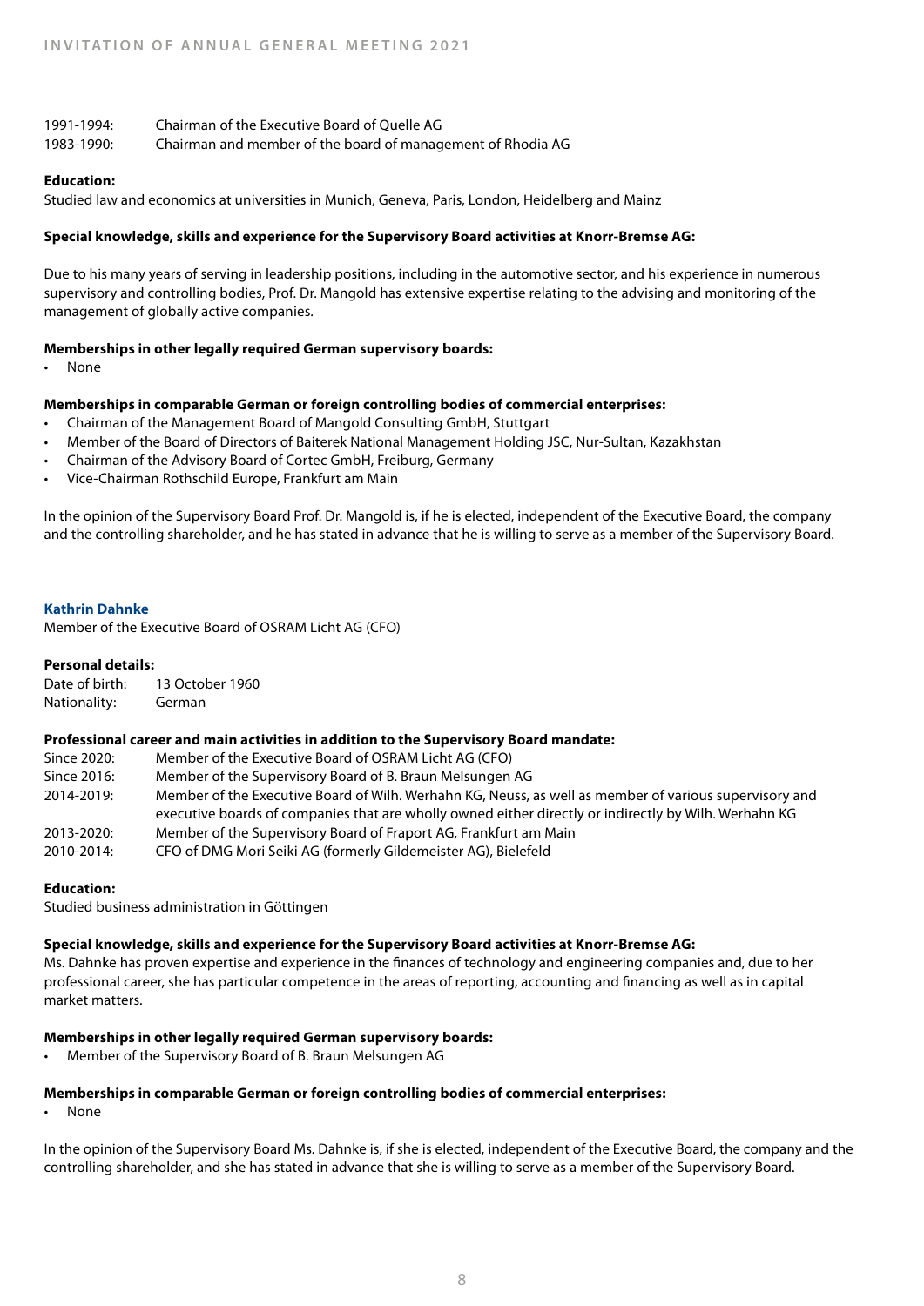| | |
|---|---|
| 1991-1994: | Chairman of the Executive Board of Quelle AG |
| 1983-1990: | Chairman and member of the board of management of Rhodia AG |

**Education:**

Studied law and economics at universities in Munich, Geneva, Paris, London, Heidelberg and Mainz

**Special knowledge, skills and experience for the Supervisory Board activities at Knorr-Bremse AG:**

Due to his many years of serving in leadership positions, including in the automotive sector, and his experience in numerous supervisory and controlling bodies, Prof. Dr. Mangold has extensive expertise relating to the advising and monitoring of the management of globally active companies.

**Memberships in other legally required German supervisory boards:**

- None

**Memberships in comparable German or foreign controlling bodies of commercial enterprises:**

- Chairman of the Management Board of Mangold Consulting GmbH, Stuttgart
- Member of the Board of Directors of Baiterek National Management Holding JSC, Nur-Sultan, Kazakhstan
- Chairman of the Advisory Board of Cortec GmbH, Freiburg, Germany
- Vice-Chairman Rothschild Europe, Frankfurt am Main

In the opinion of the Supervisory Board Prof. Dr. Mangold is, if he is elected, independent of the Executive Board, the company and the controlling shareholder, and he has stated in advance that he is willing to serve as a member of the Supervisory Board.

### Kathrin Dahnke

Member of the Executive Board of OSRAM Licht AG (CFO)

**Personal details:**

| | |
|---|---|
| Date of birth: | 13 October 1960 |
| Nationality: | German |

**Professional career and main activities in addition to the Supervisory Board mandate:**

| | |
|---|---|
| Since 2020: | Member of the Executive Board of OSRAM Licht AG (CFO) |
| Since 2016: | Member of the Supervisory Board of B. Braun Melsungen AG |
| 2014-2019: | Member of the Executive Board of Wilh. Werhahn KG, Neuss, as well as member of various supervisory and executive boards of companies that are wholly owned either directly or indirectly by Wilh. Werhahn KG |
| 2013-2020: | Member of the Supervisory Board of Fraport AG, Frankfurt am Main |
| 2010-2014: | CFO of DMG Mori Seiki AG (formerly Gildemeister AG), Bielefeld |

**Education:**

Studied business administration in Göttingen

**Special knowledge, skills and experience for the Supervisory Board activities at Knorr-Bremse AG:**

Ms. Dahnke has proven expertise and experience in the finances of technology and engineering companies and, due to her professional career, she has particular competence in the areas of reporting, accounting and financing as well as in capital market matters.

**Memberships in other legally required German supervisory boards:**

- Member of the Supervisory Board of B. Braun Melsungen AG

**Memberships in comparable German or foreign controlling bodies of commercial enterprises:**

- None

In the opinion of the Supervisory Board Ms. Dahnke is, if she is elected, independent of the Executive Board, the company and the controlling shareholder, and she has stated in advance that she is willing to serve as a member of the Supervisory Board.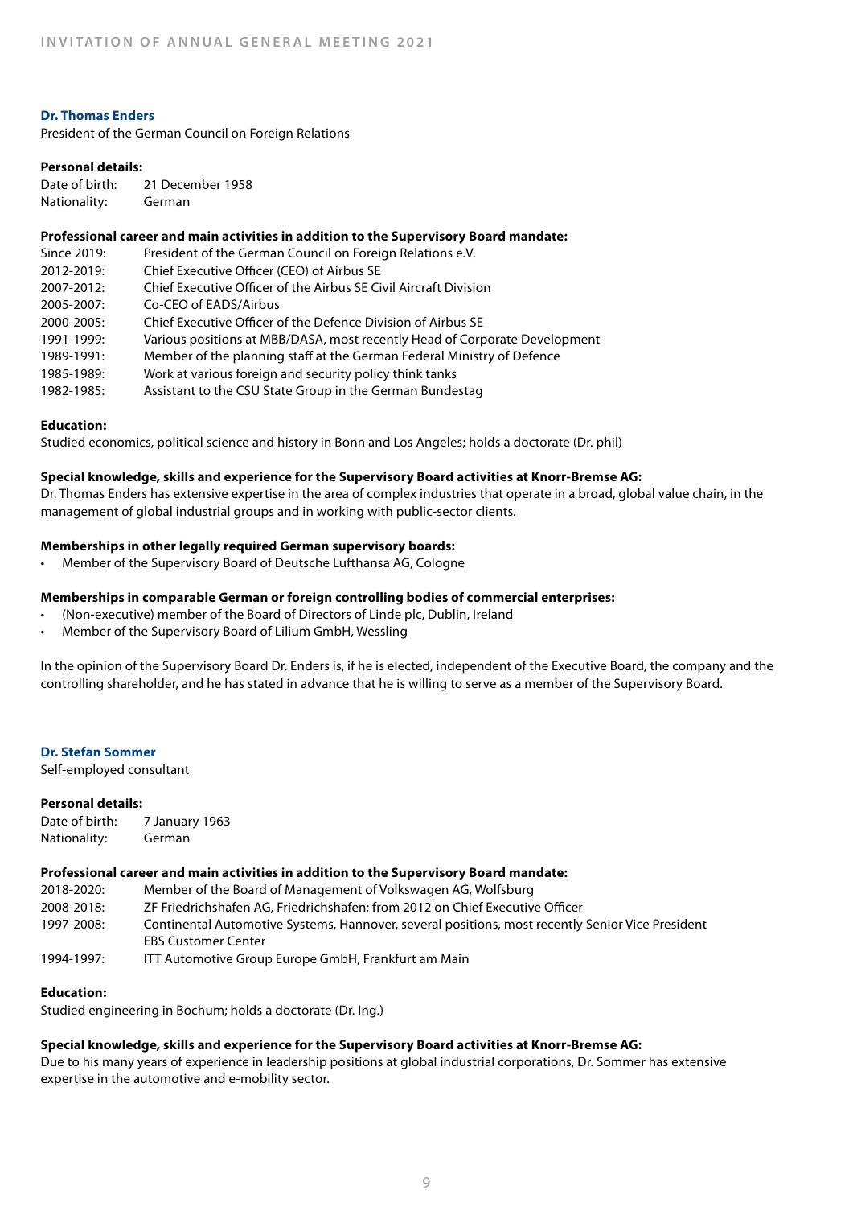### Dr. Thomas Enders

President of the German Council on Foreign Relations

**Personal details:**

Date of birth: 21 December 1958
Nationality: German

**Professional career and main activities in addition to the Supervisory Board mandate:**

| | |
|---|---|
| Since 2019: | President of the German Council on Foreign Relations e.V. |
| 2012-2019: | Chief Executive Officer (CEO) of Airbus SE |
| 2007-2012: | Chief Executive Officer of the Airbus SE Civil Aircraft Division |
| 2005-2007: | Co-CEO of EADS/Airbus |
| 2000-2005: | Chief Executive Officer of the Defence Division of Airbus SE |
| 1991-1999: | Various positions at MBB/DASA, most recently Head of Corporate Development |
| 1989-1991: | Member of the planning staff at the German Federal Ministry of Defence |
| 1985-1989: | Work at various foreign and security policy think tanks |
| 1982-1985: | Assistant to the CSU State Group in the German Bundestag |

**Education:**

Studied economics, political science and history in Bonn and Los Angeles; holds a doctorate (Dr. phil)

**Special knowledge, skills and experience for the Supervisory Board activities at Knorr-Bremse AG:**

Dr. Thomas Enders has extensive expertise in the area of complex industries that operate in a broad, global value chain, in the management of global industrial groups and in working with public-sector clients.

**Memberships in other legally required German supervisory boards:**

- Member of the Supervisory Board of Deutsche Lufthansa AG, Cologne

**Memberships in comparable German or foreign controlling bodies of commercial enterprises:**

- (Non-executive) member of the Board of Directors of Linde plc, Dublin, Ireland
- Member of the Supervisory Board of Lilium GmbH, Wessling

In the opinion of the Supervisory Board Dr. Enders is, if he is elected, independent of the Executive Board, the company and the controlling shareholder, and he has stated in advance that he is willing to serve as a member of the Supervisory Board.

### Dr. Stefan Sommer

Self-employed consultant

**Personal details:**

Date of birth: 7 January 1963
Nationality: German

**Professional career and main activities in addition to the Supervisory Board mandate:**

| | |
|---|---|
| 2018-2020: | Member of the Board of Management of Volkswagen AG, Wolfsburg |
| 2008-2018: | ZF Friedrichshafen AG, Friedrichshafen; from 2012 on Chief Executive Officer |
| 1997-2008: | Continental Automotive Systems, Hannover, several positions, most recently Senior Vice President EBS Customer Center |
| 1994-1997: | ITT Automotive Group Europe GmbH, Frankfurt am Main |

**Education:**

Studied engineering in Bochum; holds a doctorate (Dr. Ing.)

**Special knowledge, skills and experience for the Supervisory Board activities at Knorr-Bremse AG:**

Due to his many years of experience in leadership positions at global industrial corporations, Dr. Sommer has extensive expertise in the automotive and e-mobility sector.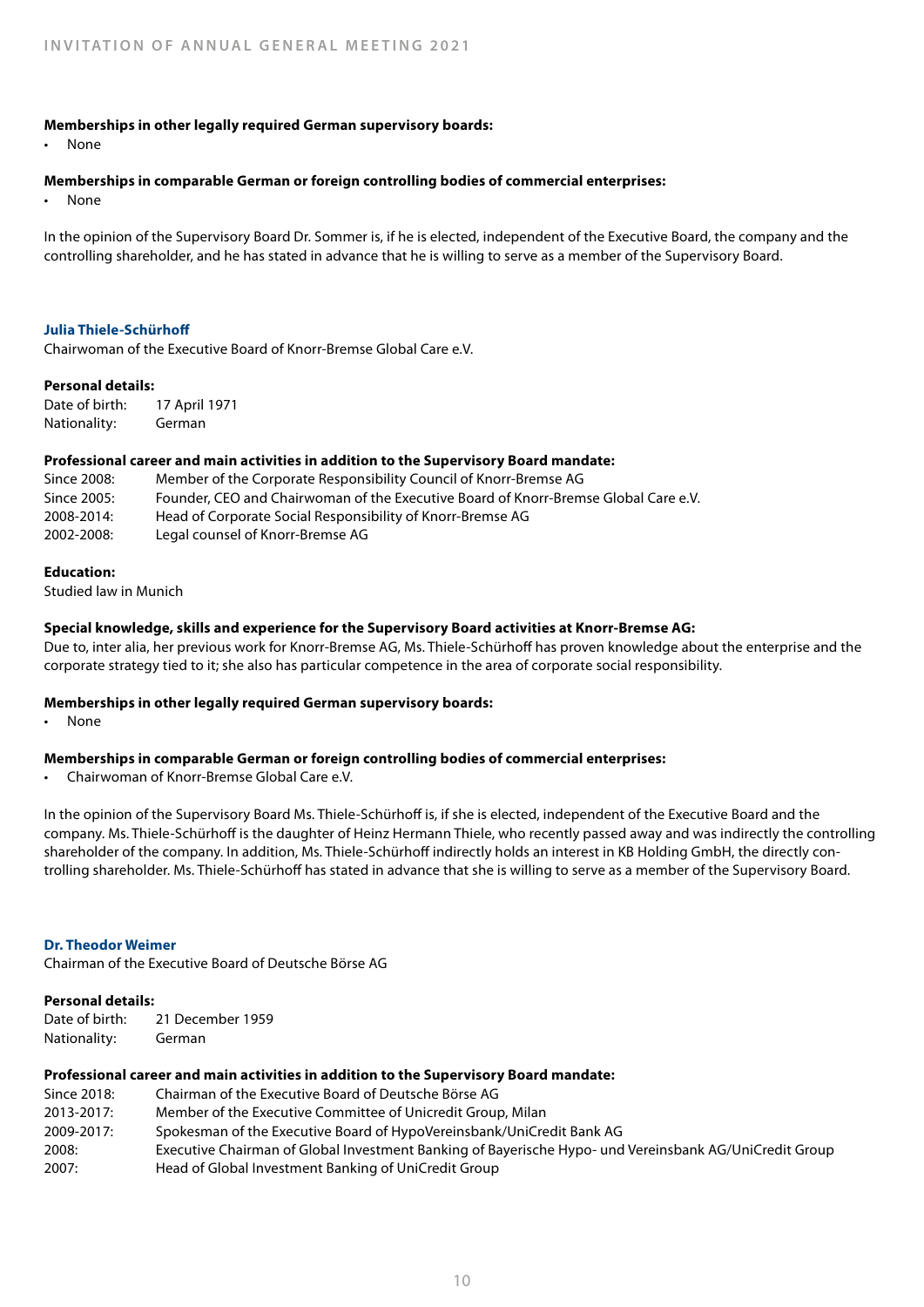**Memberships in other legally required German supervisory boards:**

- None

**Memberships in comparable German or foreign controlling bodies of commercial enterprises:**

- None

In the opinion of the Supervisory Board Dr. Sommer is, if he is elected, independent of the Executive Board, the company and the controlling shareholder, and he has stated in advance that he is willing to serve as a member of the Supervisory Board.

### Julia Thiele-Schürhoff

Chairwoman of the Executive Board of Knorr-Bremse Global Care e.V.

**Personal details:**

Date of birth: 17 April 1971
Nationality: German

**Professional career and main activities in addition to the Supervisory Board mandate:**

| | |
|---|---|
| Since 2008: | Member of the Corporate Responsibility Council of Knorr-Bremse AG |
| Since 2005: | Founder, CEO and Chairwoman of the Executive Board of Knorr-Bremse Global Care e.V. |
| 2008-2014: | Head of Corporate Social Responsibility of Knorr-Bremse AG |
| 2002-2008: | Legal counsel of Knorr-Bremse AG |

**Education:**

Studied law in Munich

**Special knowledge, skills and experience for the Supervisory Board activities at Knorr-Bremse AG:**

Due to, inter alia, her previous work for Knorr-Bremse AG, Ms. Thiele-Schürhoff has proven knowledge about the enterprise and the corporate strategy tied to it; she also has particular competence in the area of corporate social responsibility.

**Memberships in other legally required German supervisory boards:**

- None

**Memberships in comparable German or foreign controlling bodies of commercial enterprises:**

- Chairwoman of Knorr-Bremse Global Care e.V.

In the opinion of the Supervisory Board Ms. Thiele-Schürhoff is, if she is elected, independent of the Executive Board and the company. Ms. Thiele-Schürhoff is the daughter of Heinz Hermann Thiele, who recently passed away and was indirectly the controlling shareholder of the company. In addition, Ms. Thiele-Schürhoff indirectly holds an interest in KB Holding GmbH, the directly controlling shareholder. Ms. Thiele-Schürhoff has stated in advance that she is willing to serve as a member of the Supervisory Board.

### Dr. Theodor Weimer

Chairman of the Executive Board of Deutsche Börse AG

**Personal details:**

Date of birth: 21 December 1959
Nationality: German

**Professional career and main activities in addition to the Supervisory Board mandate:**

| | |
|---|---|
| Since 2018: | Chairman of the Executive Board of Deutsche Börse AG |
| 2013-2017: | Member of the Executive Committee of Unicredit Group, Milan |
| 2009-2017: | Spokesman of the Executive Board of HypoVereinsbank/UniCredit Bank AG |
| 2008: | Executive Chairman of Global Investment Banking of Bayerische Hypo- und Vereinsbank AG/UniCredit Group |
| 2007: | Head of Global Investment Banking of UniCredit Group |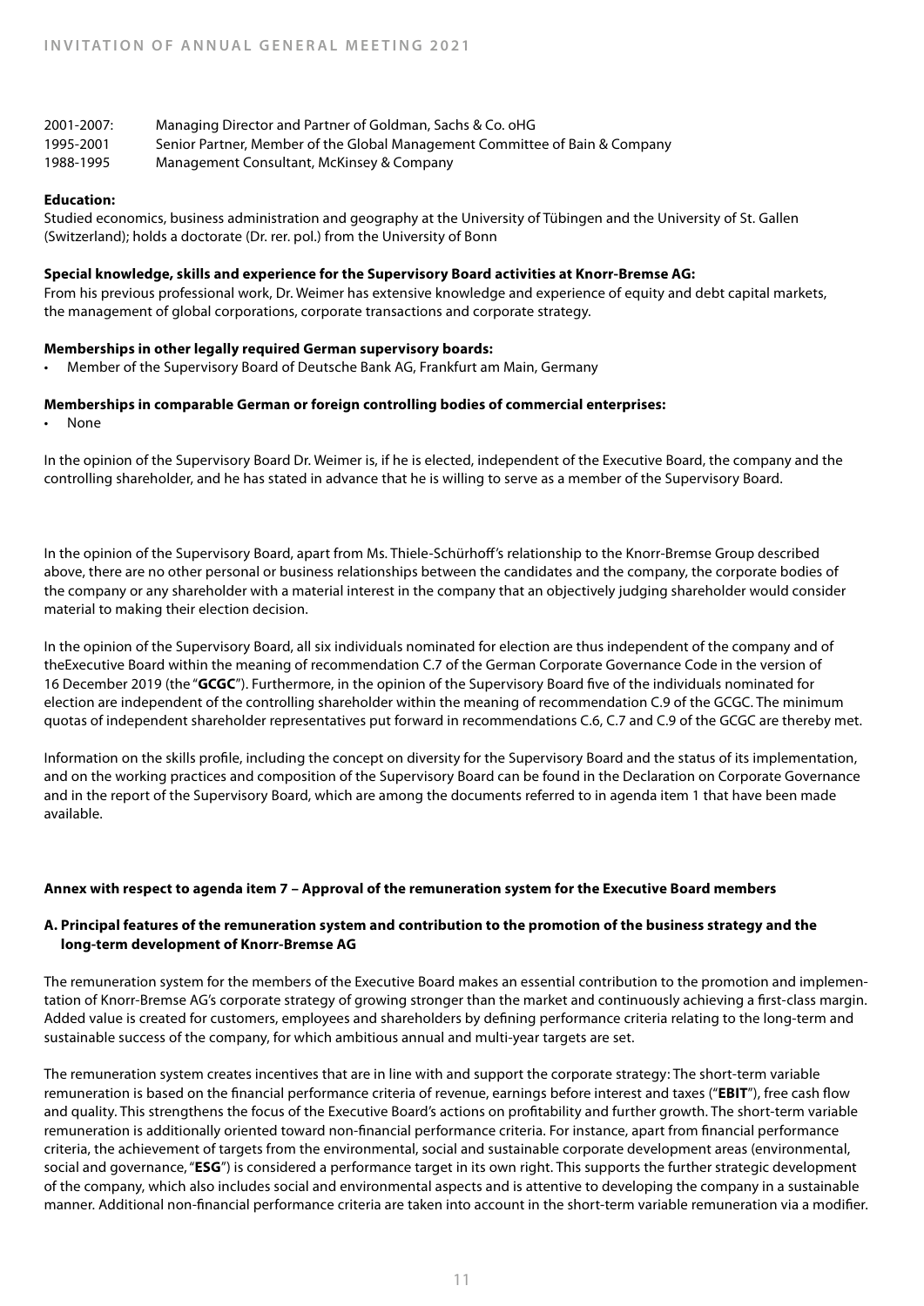2001-2007: Managing Director and Partner of Goldman, Sachs & Co. oHG
1995-2001 Senior Partner, Member of the Global Management Committee of Bain & Company
1988-1995 Management Consultant, McKinsey & Company

**Education:**
Studied economics, business administration and geography at the University of Tübingen and the University of St. Gallen (Switzerland); holds a doctorate (Dr. rer. pol.) from the University of Bonn

**Special knowledge, skills and experience for the Supervisory Board activities at Knorr-Bremse AG:**
From his previous professional work, Dr. Weimer has extensive knowledge and experience of equity and debt capital markets, the management of global corporations, corporate transactions and corporate strategy.

**Memberships in other legally required German supervisory boards:**

- Member of the Supervisory Board of Deutsche Bank AG, Frankfurt am Main, Germany

**Memberships in comparable German or foreign controlling bodies of commercial enterprises:**

- None

In the opinion of the Supervisory Board Dr. Weimer is, if he is elected, independent of the Executive Board, the company and the controlling shareholder, and he has stated in advance that he is willing to serve as a member of the Supervisory Board.

In the opinion of the Supervisory Board, apart from Ms. Thiele-Schürhoff's relationship to the Knorr-Bremse Group described above, there are no other personal or business relationships between the candidates and the company, the corporate bodies of the company or any shareholder with a material interest in the company that an objectively judging shareholder would consider material to making their election decision.

In the opinion of the Supervisory Board, all six individuals nominated for election are thus independent of the company and of theExecutive Board within the meaning of recommendation C.7 of the German Corporate Governance Code in the version of 16 December 2019 (the "**GCGC**"). Furthermore, in the opinion of the Supervisory Board five of the individuals nominated for election are independent of the controlling shareholder within the meaning of recommendation C.9 of the GCGC. The minimum quotas of independent shareholder representatives put forward in recommendations C.6, C.7 and C.9 of the GCGC are thereby met.

Information on the skills profile, including the concept on diversity for the Supervisory Board and the status of its implementation, and on the working practices and composition of the Supervisory Board can be found in the Declaration on Corporate Governance and in the report of the Supervisory Board, which are among the documents referred to in agenda item 1 that have been made available.

## Annex with respect to agenda item 7 – Approval of the remuneration system for the Executive Board members

### A. Principal features of the remuneration system and contribution to the promotion of the business strategy and the long-term development of Knorr-Bremse AG

The remuneration system for the members of the Executive Board makes an essential contribution to the promotion and implementation of Knorr-Bremse AG's corporate strategy of growing stronger than the market and continuously achieving a first-class margin. Added value is created for customers, employees and shareholders by defining performance criteria relating to the long-term and sustainable success of the company, for which ambitious annual and multi-year targets are set.

The remuneration system creates incentives that are in line with and support the corporate strategy: The short-term variable remuneration is based on the financial performance criteria of revenue, earnings before interest and taxes ("**EBIT**"), free cash flow and quality. This strengthens the focus of the Executive Board's actions on profitability and further growth. The short-term variable remuneration is additionally oriented toward non-financial performance criteria. For instance, apart from financial performance criteria, the achievement of targets from the environmental, social and sustainable corporate development areas (environmental, social and governance, "**ESG**") is considered a performance target in its own right. This supports the further strategic development of the company, which also includes social and environmental aspects and is attentive to developing the company in a sustainable manner. Additional non-financial performance criteria are taken into account in the short-term variable remuneration via a modifier.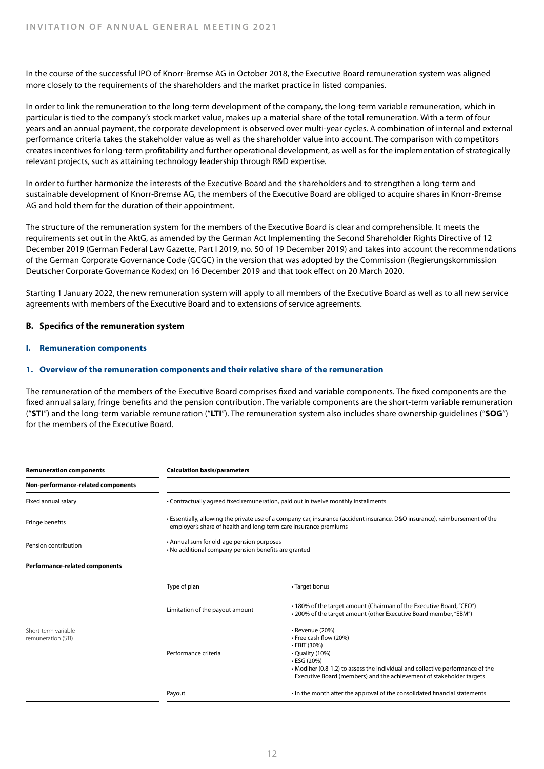In the course of the successful IPO of Knorr-Bremse AG in October 2018, the Executive Board remuneration system was aligned more closely to the requirements of the shareholders and the market practice in listed companies.

In order to link the remuneration to the long-term development of the company, the long-term variable remuneration, which in particular is tied to the company's stock market value, makes up a material share of the total remuneration. With a term of four years and an annual payment, the corporate development is observed over multi-year cycles. A combination of internal and external performance criteria takes the stakeholder value as well as the shareholder value into account. The comparison with competitors creates incentives for long-term profitability and further operational development, as well as for the implementation of strategically relevant projects, such as attaining technology leadership through R&D expertise.

In order to further harmonize the interests of the Executive Board and the shareholders and to strengthen a long-term and sustainable development of Knorr-Bremse AG, the members of the Executive Board are obliged to acquire shares in Knorr-Bremse AG and hold them for the duration of their appointment.

The structure of the remuneration system for the members of the Executive Board is clear and comprehensible. It meets the requirements set out in the AktG, as amended by the German Act Implementing the Second Shareholder Rights Directive of 12 December 2019 (German Federal Law Gazette, Part I 2019, no. 50 of 19 December 2019) and takes into account the recommendations of the German Corporate Governance Code (GCGC) in the version that was adopted by the Commission (Regierungskommission Deutscher Corporate Governance Kodex) on 16 December 2019 and that took effect on 20 March 2020.

Starting 1 January 2022, the new remuneration system will apply to all members of the Executive Board as well as to all new service agreements with members of the Executive Board and to extensions of service agreements.

## B. Specifics of the remuneration system

### I. Remuneration components

#### 1. Overview of the remuneration components and their relative share of the remuneration

The remuneration of the members of the Executive Board comprises fixed and variable components. The fixed components are the fixed annual salary, fringe benefits and the pension contribution. The variable components are the short-term variable remuneration ("**STI**") and the long-term variable remuneration ("**LTI**"). The remuneration system also includes share ownership guidelines ("**SOG**") for the members of the Executive Board.

| **Remuneration components** | **Calculation basis/parameters** | |
|---|---|---|
| **Non-performance-related components** | | |
| Fixed annual salary | • Contractually agreed fixed remuneration, paid out in twelve monthly installments | |
| Fringe benefits | • Essentially, allowing the private use of a company car, insurance (accident insurance, D&O insurance), reimbursement of the employer's share of health and long-term care insurance premiums | |
| Pension contribution | • Annual sum for old-age pension purposes<br>• No additional company pension benefits are granted | |
| **Performance-related components** | | |
| Short-term variable remuneration (STI) | Type of plan | • Target bonus |
| | Limitation of the payout amount | • 180% of the target amount (Chairman of the Executive Board, "CEO")<br>• 200% of the target amount (other Executive Board member, "EBM") |
| | Performance criteria | • Revenue (20%)<br>• Free cash flow (20%)<br>• EBIT (30%)<br>• Quality (10%)<br>• ESG (20%)<br>• Modifier (0.8-1.2) to assess the individual and collective performance of the Executive Board (members) and the achievement of stakeholder targets |
| | Payout | • In the month after the approval of the consolidated financial statements |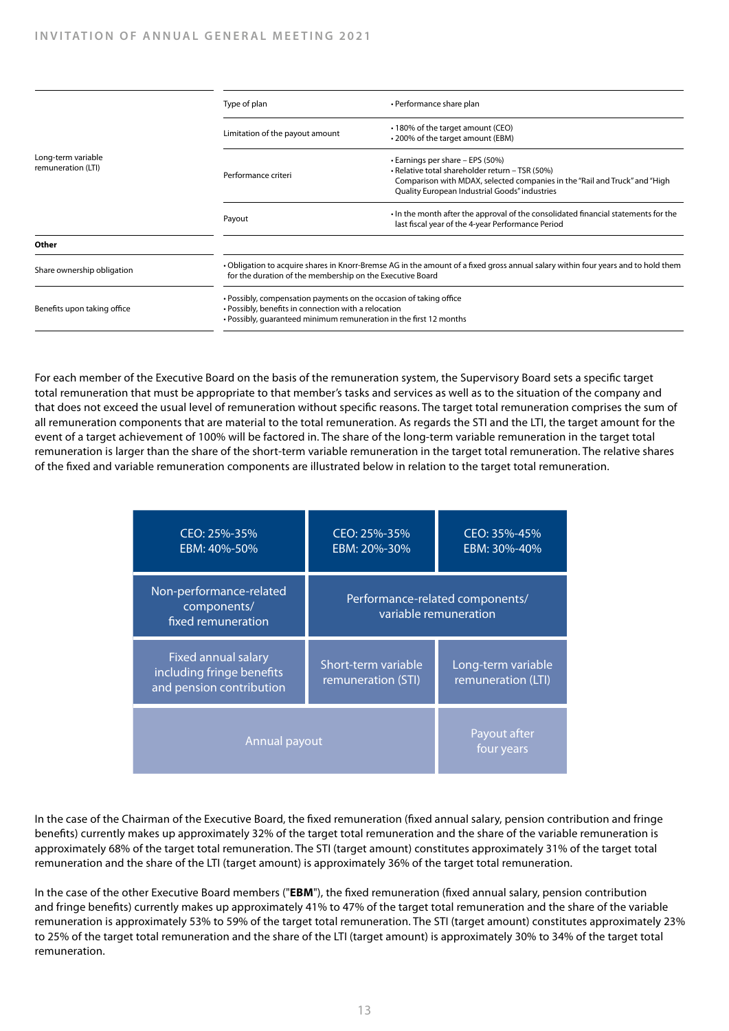| | | |
|---|---|---|
| Long-term variable remuneration (LTI) | Type of plan | • Performance share plan |
| | Limitation of the payout amount | • 180% of the target amount (CEO)<br>• 200% of the target amount (EBM) |
| | Performance criteri | • Earnings per share – EPS (50%)<br>• Relative total shareholder return – TSR (50%)<br>Comparison with MDAX, selected companies in the "Rail and Truck" and "High Quality European Industrial Goods" industries |
| | Payout | • In the month after the approval of the consolidated financial statements for the last fiscal year of the 4-year Performance Period |
| **Other** | | |
| Share ownership obligation | • Obligation to acquire shares in Knorr-Bremse AG in the amount of a fixed gross annual salary within four years and to hold them for the duration of the membership on the Executive Board | |
| Benefits upon taking office | • Possibly, compensation payments on the occasion of taking office<br>• Possibly, benefits in connection with a relocation<br>• Possibly, guaranteed minimum remuneration in the first 12 months | |

For each member of the Executive Board on the basis of the remuneration system, the Supervisory Board sets a specific target total remuneration that must be appropriate to that member's tasks and services as well as to the situation of the company and that does not exceed the usual level of remuneration without specific reasons. The target total remuneration comprises the sum of all remuneration components that are material to the total remuneration. As regards the STI and the LTI, the target amount for the event of a target achievement of 100% will be factored in. The share of the long-term variable remuneration in the target total remuneration is larger than the share of the short-term variable remuneration in the target total remuneration. The relative shares of the fixed and variable remuneration components are illustrated below in relation to the target total remuneration.

| CEO: 25%-35%<br>EBM: 40%-50% | CEO: 25%-35%<br>EBM: 20%-30% | CEO: 35%-45%<br>EBM: 30%-40% |
|---|---|---|
| Non-performance-related components/ fixed remuneration | Performance-related components/ variable remuneration | |
| Fixed annual salary including fringe benefits and pension contribution | Short-term variable remuneration (STI) | Long-term variable remuneration (LTI) |
| Annual payout | | Payout after four years |

In the case of the Chairman of the Executive Board, the fixed remuneration (fixed annual salary, pension contribution and fringe benefits) currently makes up approximately 32% of the target total remuneration and the share of the variable remuneration is approximately 68% of the target total remuneration. The STI (target amount) constitutes approximately 31% of the target total remuneration and the share of the LTI (target amount) is approximately 36% of the target total remuneration.

In the case of the other Executive Board members ("**EBM**"), the fixed remuneration (fixed annual salary, pension contribution and fringe benefits) currently makes up approximately 41% to 47% of the target total remuneration and the share of the variable remuneration is approximately 53% to 59% of the target total remuneration. The STI (target amount) constitutes approximately 23% to 25% of the target total remuneration and the share of the LTI (target amount) is approximately 30% to 34% of the target total remuneration.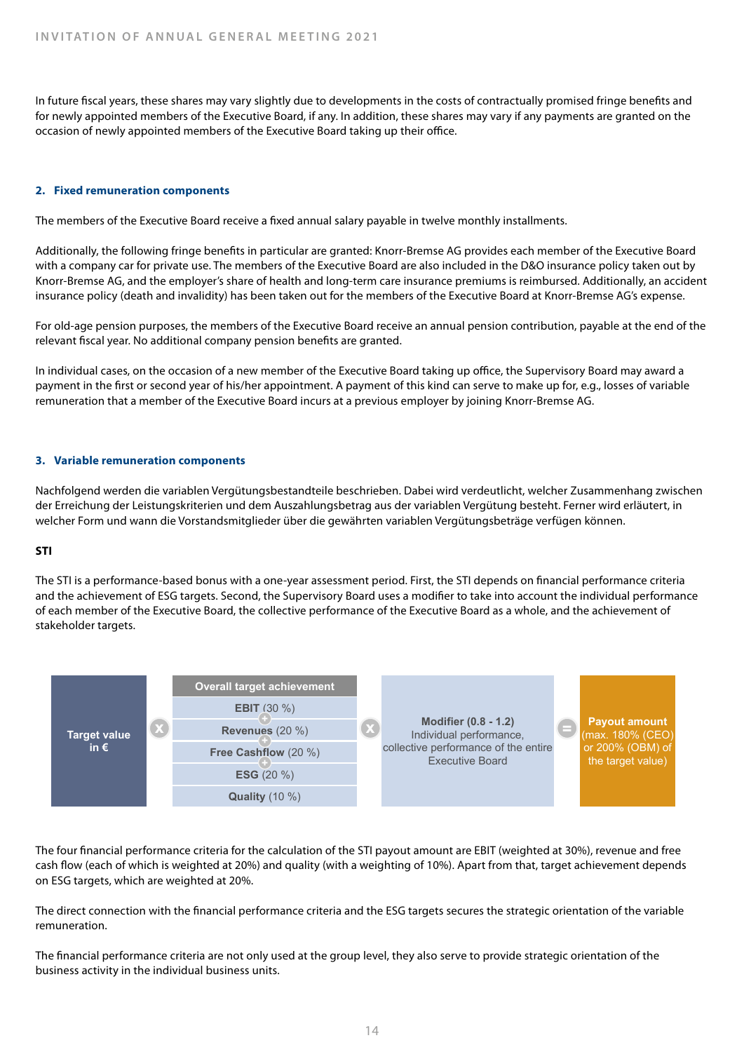In future fiscal years, these shares may vary slightly due to developments in the costs of contractually promised fringe benefits and for newly appointed members of the Executive Board, if any. In addition, these shares may vary if any payments are granted on the occasion of newly appointed members of the Executive Board taking up their office.

## 2. Fixed remuneration components

The members of the Executive Board receive a fixed annual salary payable in twelve monthly installments.

Additionally, the following fringe benefits in particular are granted: Knorr-Bremse AG provides each member of the Executive Board with a company car for private use. The members of the Executive Board are also included in the D&O insurance policy taken out by Knorr-Bremse AG, and the employer's share of health and long-term care insurance premiums is reimbursed. Additionally, an accident insurance policy (death and invalidity) has been taken out for the members of the Executive Board at Knorr-Bremse AG's expense.

For old-age pension purposes, the members of the Executive Board receive an annual pension contribution, payable at the end of the relevant fiscal year. No additional company pension benefits are granted.

In individual cases, on the occasion of a new member of the Executive Board taking up office, the Supervisory Board may award a payment in the first or second year of his/her appointment. A payment of this kind can serve to make up for, e.g., losses of variable remuneration that a member of the Executive Board incurs at a previous employer by joining Knorr-Bremse AG.

## 3. Variable remuneration components

Nachfolgend werden die variablen Vergütungsbestandteile beschrieben. Dabei wird verdeutlicht, welcher Zusammenhang zwischen der Erreichung der Leistungskriterien und dem Auszahlungsbetrag aus der variablen Vergütung besteht. Ferner wird erläutert, in welcher Form und wann die Vorstandsmitglieder über die gewährten variablen Vergütungsbeträge verfügen können.

**STI**

The STI is a performance-based bonus with a one-year assessment period. First, the STI depends on financial performance criteria and the achievement of ESG targets. Second, the Supervisory Board uses a modifier to take into account the individual performance of each member of the Executive Board, the collective performance of the Executive Board as a whole, and the achievement of stakeholder targets.

| Target value in € | x | Overall target achievement | x | Modifier (0.8 - 1.2) | = | Payout amount |
|---|---|---|---|---|---|---|
| | | **EBIT** (30 %) + **Revenues** (20 %) + **Free Cashflow** (20 %) + **ESG** (20 %) + **Quality** (10 %) | | Individual performance, collective performance of the entire Executive Board | | (max. 180% (CEO) or 200% (OBM) of the target value) |

The four financial performance criteria for the calculation of the STI payout amount are EBIT (weighted at 30%), revenue and free cash flow (each of which is weighted at 20%) and quality (with a weighting of 10%). Apart from that, target achievement depends on ESG targets, which are weighted at 20%.

The direct connection with the financial performance criteria and the ESG targets secures the strategic orientation of the variable remuneration.

The financial performance criteria are not only used at the group level, they also serve to provide strategic orientation of the business activity in the individual business units.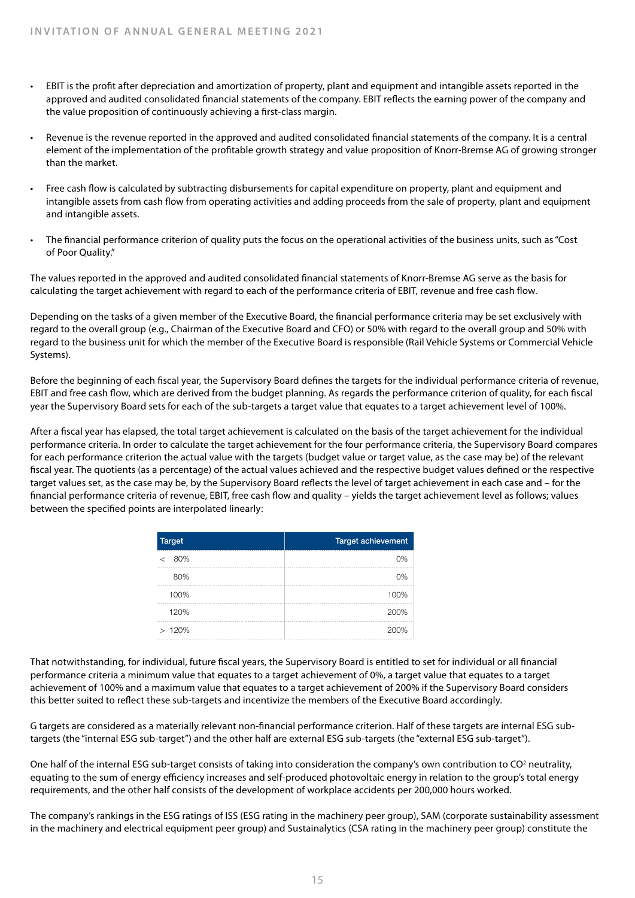- EBIT is the profit after depreciation and amortization of property, plant and equipment and intangible assets reported in the approved and audited consolidated financial statements of the company. EBIT reflects the earning power of the company and the value proposition of continuously achieving a first-class margin.

- Revenue is the revenue reported in the approved and audited consolidated financial statements of the company. It is a central element of the implementation of the profitable growth strategy and value proposition of Knorr-Bremse AG of growing stronger than the market.

- Free cash flow is calculated by subtracting disbursements for capital expenditure on property, plant and equipment and intangible assets from cash flow from operating activities and adding proceeds from the sale of property, plant and equipment and intangible assets.

- The financial performance criterion of quality puts the focus on the operational activities of the business units, such as "Cost of Poor Quality."

The values reported in the approved and audited consolidated financial statements of Knorr-Bremse AG serve as the basis for calculating the target achievement with regard to each of the performance criteria of EBIT, revenue and free cash flow.

Depending on the tasks of a given member of the Executive Board, the financial performance criteria may be set exclusively with regard to the overall group (e.g., Chairman of the Executive Board and CFO) or 50% with regard to the overall group and 50% with regard to the business unit for which the member of the Executive Board is responsible (Rail Vehicle Systems or Commercial Vehicle Systems).

Before the beginning of each fiscal year, the Supervisory Board defines the targets for the individual performance criteria of revenue, EBIT and free cash flow, which are derived from the budget planning. As regards the performance criterion of quality, for each fiscal year the Supervisory Board sets for each of the sub-targets a target value that equates to a target achievement level of 100%.

After a fiscal year has elapsed, the total target achievement is calculated on the basis of the target achievement for the individual performance criteria. In order to calculate the target achievement for the four performance criteria, the Supervisory Board compares for each performance criterion the actual value with the targets (budget value or target value, as the case may be) of the relevant fiscal year. The quotients (as a percentage) of the actual values achieved and the respective budget values defined or the respective target values set, as the case may be, by the Supervisory Board reflects the level of target achievement in each case and – for the financial performance criteria of revenue, EBIT, free cash flow and quality – yields the target achievement level as follows; values between the specified points are interpolated linearly:

| Target | Target achievement |
|---|---|
| < 80% | 0% |
| 80% | 0% |
| 100% | 100% |
| 120% | 200% |
| > 120% | 200% |

That notwithstanding, for individual, future fiscal years, the Supervisory Board is entitled to set for individual or all financial performance criteria a minimum value that equates to a target achievement of 0%, a target value that equates to a target achievement of 100% and a maximum value that equates to a target achievement of 200% if the Supervisory Board considers this better suited to reflect these sub-targets and incentivize the members of the Executive Board accordingly.

G targets are considered as a materially relevant non-financial performance criterion. Half of these targets are internal ESG sub-targets (the "internal ESG sub-target") and the other half are external ESG sub-targets (the "external ESG sub-target").

One half of the internal ESG sub-target consists of taking into consideration the company's own contribution to $CO^2$ neutrality, equating to the sum of energy efficiency increases and self-produced photovoltaic energy in relation to the group's total energy requirements, and the other half consists of the development of workplace accidents per 200,000 hours worked.

The company's rankings in the ESG ratings of ISS (ESG rating in the machinery peer group), SAM (corporate sustainability assessment in the machinery and electrical equipment peer group) and Sustainalytics (CSA rating in the machinery peer group) constitute the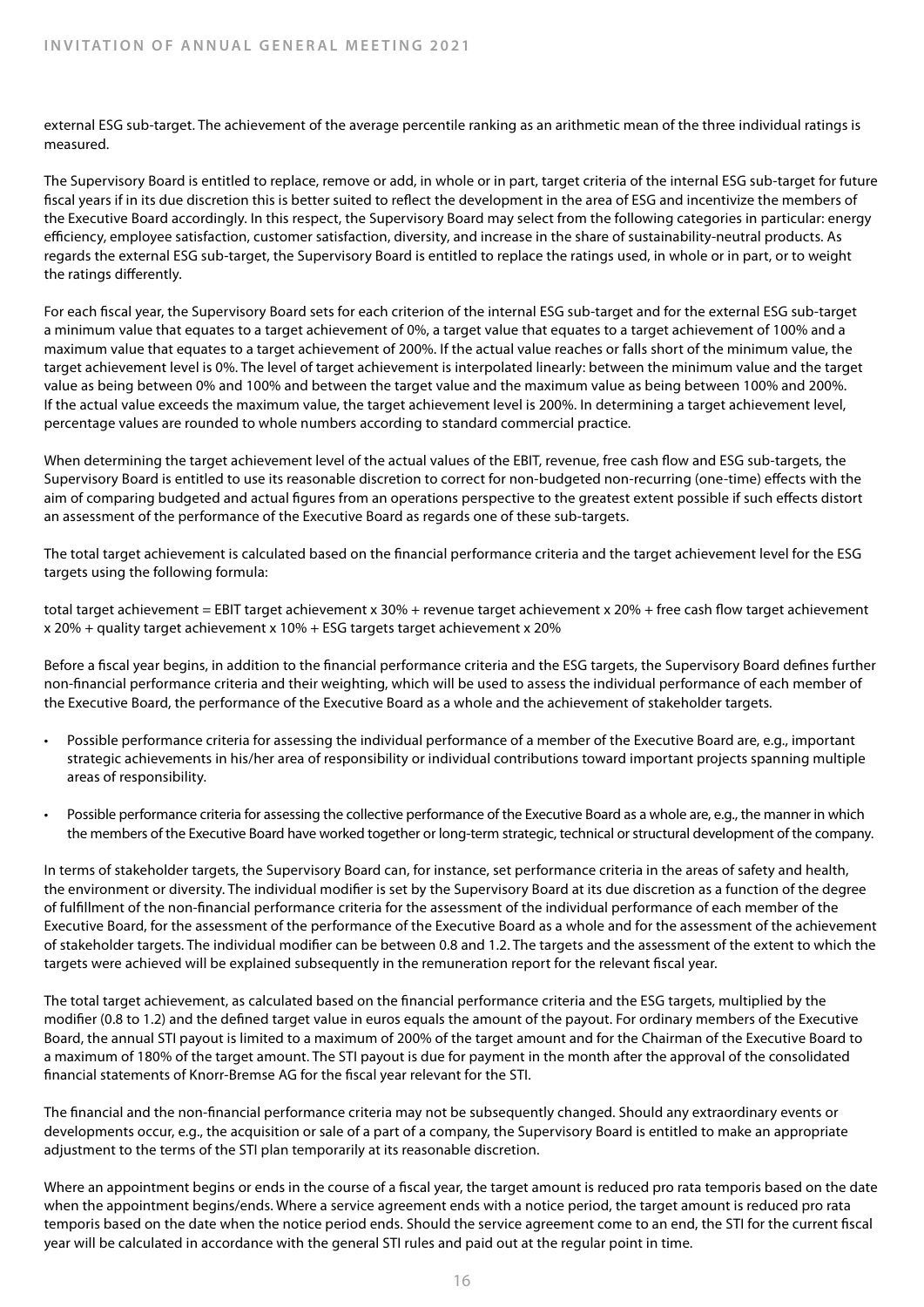external ESG sub-target. The achievement of the average percentile ranking as an arithmetic mean of the three individual ratings is measured.

The Supervisory Board is entitled to replace, remove or add, in whole or in part, target criteria of the internal ESG sub-target for future fiscal years if in its due discretion this is better suited to reflect the development in the area of ESG and incentivize the members of the Executive Board accordingly. In this respect, the Supervisory Board may select from the following categories in particular: energy efficiency, employee satisfaction, customer satisfaction, diversity, and increase in the share of sustainability-neutral products. As regards the external ESG sub-target, the Supervisory Board is entitled to replace the ratings used, in whole or in part, or to weight the ratings differently.

For each fiscal year, the Supervisory Board sets for each criterion of the internal ESG sub-target and for the external ESG sub-target a minimum value that equates to a target achievement of 0%, a target value that equates to a target achievement of 100% and a maximum value that equates to a target achievement of 200%. If the actual value reaches or falls short of the minimum value, the target achievement level is 0%. The level of target achievement is interpolated linearly: between the minimum value and the target value as being between 0% and 100% and between the target value and the maximum value as being between 100% and 200%. If the actual value exceeds the maximum value, the target achievement level is 200%. In determining a target achievement level, percentage values are rounded to whole numbers according to standard commercial practice.

When determining the target achievement level of the actual values of the EBIT, revenue, free cash flow and ESG sub-targets, the Supervisory Board is entitled to use its reasonable discretion to correct for non-budgeted non-recurring (one-time) effects with the aim of comparing budgeted and actual figures from an operations perspective to the greatest extent possible if such effects distort an assessment of the performance of the Executive Board as regards one of these sub-targets.

The total target achievement is calculated based on the financial performance criteria and the target achievement level for the ESG targets using the following formula:

total target achievement = EBIT target achievement x 30% + revenue target achievement x 20% + free cash flow target achievement x 20% + quality target achievement x 10% + ESG targets target achievement x 20%

Before a fiscal year begins, in addition to the financial performance criteria and the ESG targets, the Supervisory Board defines further non-financial performance criteria and their weighting, which will be used to assess the individual performance of each member of the Executive Board, the performance of the Executive Board as a whole and the achievement of stakeholder targets.

- Possible performance criteria for assessing the individual performance of a member of the Executive Board are, e.g., important strategic achievements in his/her area of responsibility or individual contributions toward important projects spanning multiple areas of responsibility.
- Possible performance criteria for assessing the collective performance of the Executive Board as a whole are, e.g., the manner in which the members of the Executive Board have worked together or long-term strategic, technical or structural development of the company.

In terms of stakeholder targets, the Supervisory Board can, for instance, set performance criteria in the areas of safety and health, the environment or diversity. The individual modifier is set by the Supervisory Board at its due discretion as a function of the degree of fulfillment of the non-financial performance criteria for the assessment of the individual performance of each member of the Executive Board, for the assessment of the performance of the Executive Board as a whole and for the assessment of the achievement of stakeholder targets. The individual modifier can be between 0.8 and 1.2. The targets and the assessment of the extent to which the targets were achieved will be explained subsequently in the remuneration report for the relevant fiscal year.

The total target achievement, as calculated based on the financial performance criteria and the ESG targets, multiplied by the modifier (0.8 to 1.2) and the defined target value in euros equals the amount of the payout. For ordinary members of the Executive Board, the annual STI payout is limited to a maximum of 200% of the target amount and for the Chairman of the Executive Board to a maximum of 180% of the target amount. The STI payout is due for payment in the month after the approval of the consolidated financial statements of Knorr-Bremse AG for the fiscal year relevant for the STI.

The financial and the non-financial performance criteria may not be subsequently changed. Should any extraordinary events or developments occur, e.g., the acquisition or sale of a part of a company, the Supervisory Board is entitled to make an appropriate adjustment to the terms of the STI plan temporarily at its reasonable discretion.

Where an appointment begins or ends in the course of a fiscal year, the target amount is reduced pro rata temporis based on the date when the appointment begins/ends. Where a service agreement ends with a notice period, the target amount is reduced pro rata temporis based on the date when the notice period ends. Should the service agreement come to an end, the STI for the current fiscal year will be calculated in accordance with the general STI rules and paid out at the regular point in time.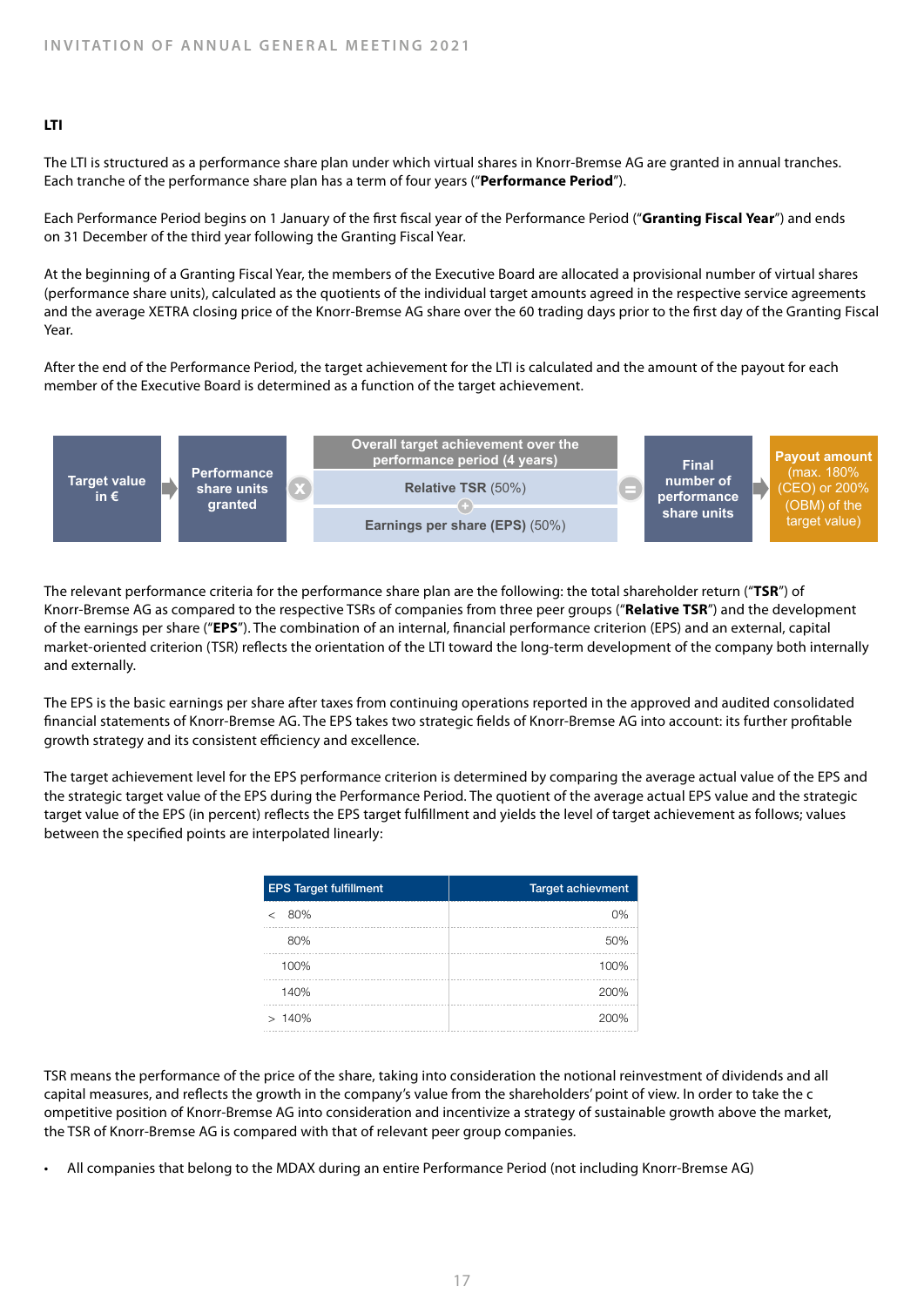**LTI**

The LTI is structured as a performance share plan under which virtual shares in Knorr-Bremse AG are granted in annual tranches. Each tranche of the performance share plan has a term of four years ("**Performance Period**").

Each Performance Period begins on 1 January of the first fiscal year of the Performance Period ("**Granting Fiscal Year**") and ends on 31 December of the third year following the Granting Fiscal Year.

At the beginning of a Granting Fiscal Year, the members of the Executive Board are allocated a provisional number of virtual shares (performance share units), calculated as the quotients of the individual target amounts agreed in the respective service agreements and the average XETRA closing price of the Knorr-Bremse AG share over the 60 trading days prior to the first day of the Granting Fiscal Year.

After the end of the Performance Period, the target achievement for the LTI is calculated and the amount of the payout for each member of the Executive Board is determined as a function of the target achievement.

Target value in € → Performance share units granted × Overall target achievement over the performance period (4 years): Relative TSR (50%) + Earnings per share (EPS) (50%) = Final number of performance share units → Payout amount (max. 180% (CEO) or 200% (OBM) of the target value)

The relevant performance criteria for the performance share plan are the following: the total shareholder return ("**TSR**") of Knorr-Bremse AG as compared to the respective TSRs of companies from three peer groups ("**Relative TSR**") and the development of the earnings per share ("**EPS**"). The combination of an internal, financial performance criterion (EPS) and an external, capital market-oriented criterion (TSR) reflects the orientation of the LTI toward the long-term development of the company both internally and externally.

The EPS is the basic earnings per share after taxes from continuing operations reported in the approved and audited consolidated financial statements of Knorr-Bremse AG. The EPS takes two strategic fields of Knorr-Bremse AG into account: its further profitable growth strategy and its consistent efficiency and excellence.

The target achievement level for the EPS performance criterion is determined by comparing the average actual value of the EPS and the strategic target value of the EPS during the Performance Period. The quotient of the average actual EPS value and the strategic target value of the EPS (in percent) reflects the EPS target fulfillment and yields the level of target achievement as follows; values between the specified points are interpolated linearly:

| EPS Target fulfillment | Target achievment |
|---|---|
| < 80% | 0% |
| 80% | 50% |
| 100% | 100% |
| 140% | 200% |
| > 140% | 200% |

TSR means the performance of the price of the share, taking into consideration the notional reinvestment of dividends and all capital measures, and reflects the growth in the company's value from the shareholders' point of view. In order to take the c ompetitive position of Knorr-Bremse AG into consideration and incentivize a strategy of sustainable growth above the market, the TSR of Knorr-Bremse AG is compared with that of relevant peer group companies.

- All companies that belong to the MDAX during an entire Performance Period (not including Knorr-Bremse AG)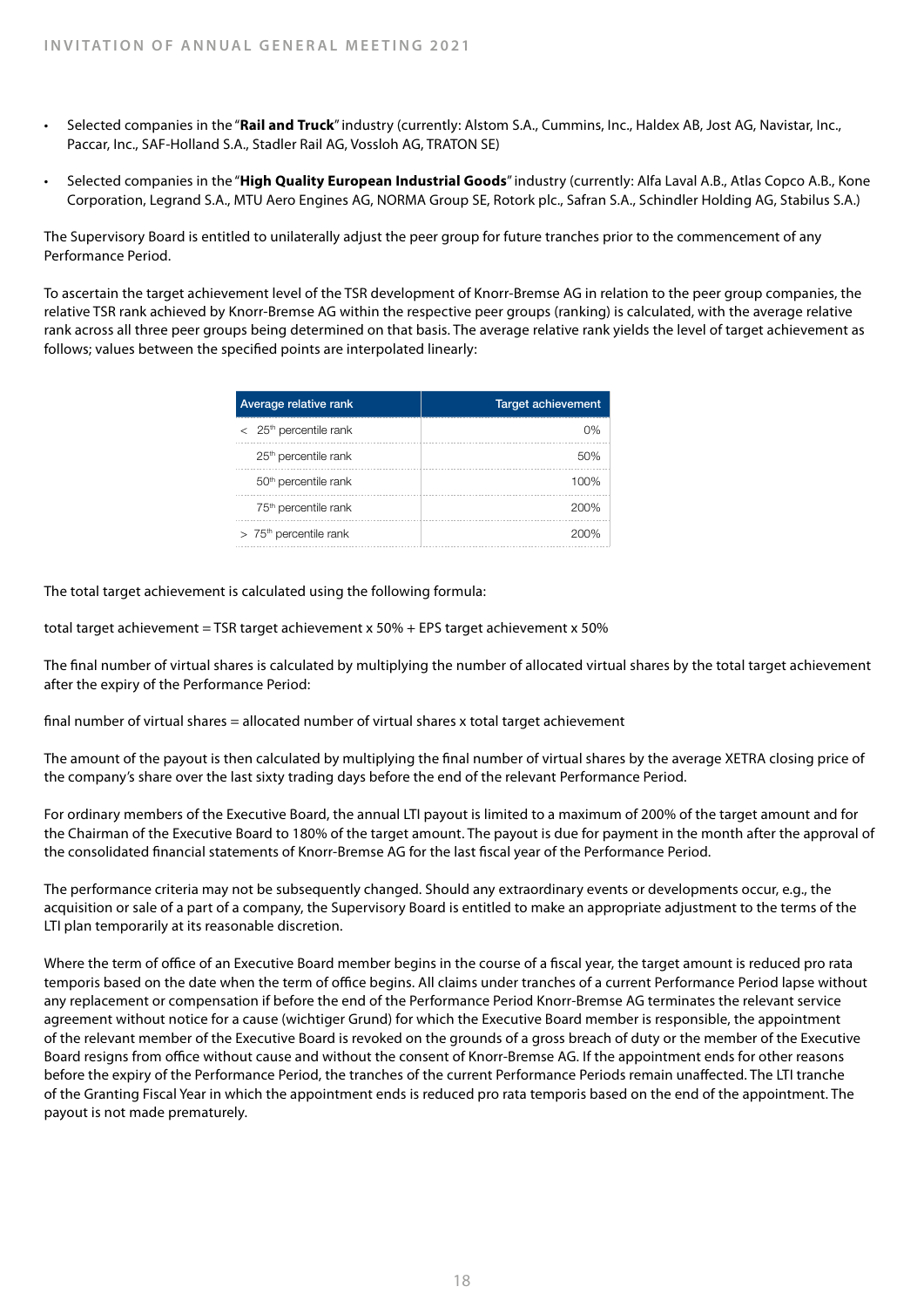- Selected companies in the "**Rail and Truck**" industry (currently: Alstom S.A., Cummins, Inc., Haldex AB, Jost AG, Navistar, Inc., Paccar, Inc., SAF-Holland S.A., Stadler Rail AG, Vossloh AG, TRATON SE)
- Selected companies in the "**High Quality European Industrial Goods**" industry (currently: Alfa Laval A.B., Atlas Copco A.B., Kone Corporation, Legrand S.A., MTU Aero Engines AG, NORMA Group SE, Rotork plc., Safran S.A., Schindler Holding AG, Stabilus S.A.)

The Supervisory Board is entitled to unilaterally adjust the peer group for future tranches prior to the commencement of any Performance Period.

To ascertain the target achievement level of the TSR development of Knorr-Bremse AG in relation to the peer group companies, the relative TSR rank achieved by Knorr-Bremse AG within the respective peer groups (ranking) is calculated, with the average relative rank across all three peer groups being determined on that basis. The average relative rank yields the level of target achievement as follows; values between the specified points are interpolated linearly:

| Average relative rank | Target achievement |
|---|---|
| < 25th percentile rank | 0% |
| 25th percentile rank | 50% |
| 50th percentile rank | 100% |
| 75th percentile rank | 200% |
| > 75th percentile rank | 200% |

The total target achievement is calculated using the following formula:

total target achievement = TSR target achievement x 50% + EPS target achievement x 50%

The final number of virtual shares is calculated by multiplying the number of allocated virtual shares by the total target achievement after the expiry of the Performance Period:

final number of virtual shares = allocated number of virtual shares x total target achievement

The amount of the payout is then calculated by multiplying the final number of virtual shares by the average XETRA closing price of the company's share over the last sixty trading days before the end of the relevant Performance Period.

For ordinary members of the Executive Board, the annual LTI payout is limited to a maximum of 200% of the target amount and for the Chairman of the Executive Board to 180% of the target amount. The payout is due for payment in the month after the approval of the consolidated financial statements of Knorr-Bremse AG for the last fiscal year of the Performance Period.

The performance criteria may not be subsequently changed. Should any extraordinary events or developments occur, e.g., the acquisition or sale of a part of a company, the Supervisory Board is entitled to make an appropriate adjustment to the terms of the LTI plan temporarily at its reasonable discretion.

Where the term of office of an Executive Board member begins in the course of a fiscal year, the target amount is reduced pro rata temporis based on the date when the term of office begins. All claims under tranches of a current Performance Period lapse without any replacement or compensation if before the end of the Performance Period Knorr-Bremse AG terminates the relevant service agreement without notice for a cause (wichtiger Grund) for which the Executive Board member is responsible, the appointment of the relevant member of the Executive Board is revoked on the grounds of a gross breach of duty or the member of the Executive Board resigns from office without cause and without the consent of Knorr-Bremse AG. If the appointment ends for other reasons before the expiry of the Performance Period, the tranches of the current Performance Periods remain unaffected. The LTI tranche of the Granting Fiscal Year in which the appointment ends is reduced pro rata temporis based on the end of the appointment. The payout is not made prematurely.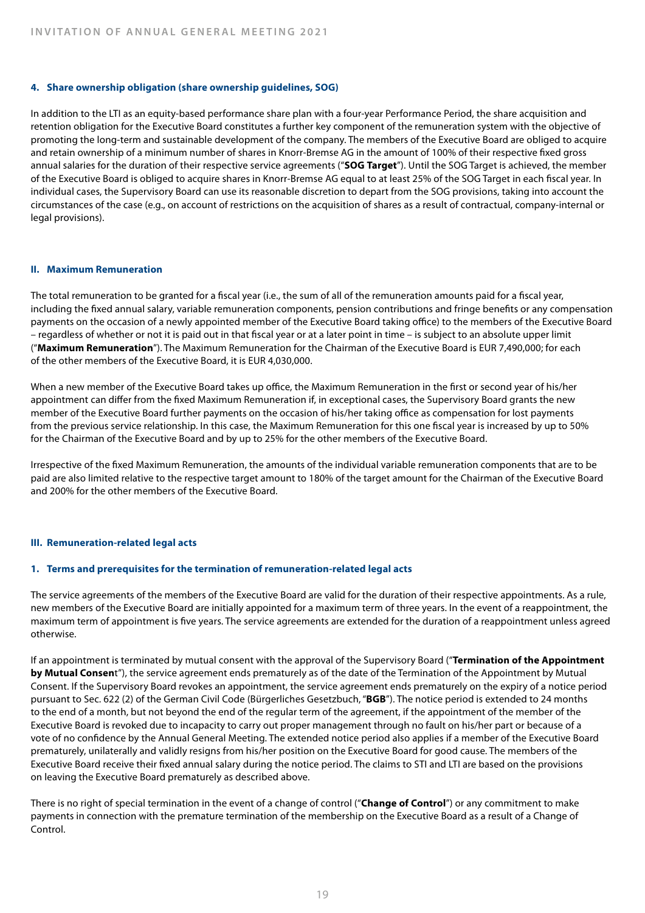#### 4. Share ownership obligation (share ownership guidelines, SOG)

In addition to the LTI as an equity-based performance share plan with a four-year Performance Period, the share acquisition and retention obligation for the Executive Board constitutes a further key component of the remuneration system with the objective of promoting the long-term and sustainable development of the company. The members of the Executive Board are obliged to acquire and retain ownership of a minimum number of shares in Knorr-Bremse AG in the amount of 100% of their respective fixed gross annual salaries for the duration of their respective service agreements ("**SOG Target**"). Until the SOG Target is achieved, the member of the Executive Board is obliged to acquire shares in Knorr-Bremse AG equal to at least 25% of the SOG Target in each fiscal year. In individual cases, the Supervisory Board can use its reasonable discretion to depart from the SOG provisions, taking into account the circumstances of the case (e.g., on account of restrictions on the acquisition of shares as a result of contractual, company-internal or legal provisions).

### II. Maximum Remuneration

The total remuneration to be granted for a fiscal year (i.e., the sum of all of the remuneration amounts paid for a fiscal year, including the fixed annual salary, variable remuneration components, pension contributions and fringe benefits or any compensation payments on the occasion of a newly appointed member of the Executive Board taking office) to the members of the Executive Board – regardless of whether or not it is paid out in that fiscal year or at a later point in time – is subject to an absolute upper limit ("**Maximum Remuneration**"). The Maximum Remuneration for the Chairman of the Executive Board is EUR 7,490,000; for each of the other members of the Executive Board, it is EUR 4,030,000.

When a new member of the Executive Board takes up office, the Maximum Remuneration in the first or second year of his/her appointment can differ from the fixed Maximum Remuneration if, in exceptional cases, the Supervisory Board grants the new member of the Executive Board further payments on the occasion of his/her taking office as compensation for lost payments from the previous service relationship. In this case, the Maximum Remuneration for this one fiscal year is increased by up to 50% for the Chairman of the Executive Board and by up to 25% for the other members of the Executive Board.

Irrespective of the fixed Maximum Remuneration, the amounts of the individual variable remuneration components that are to be paid are also limited relative to the respective target amount to 180% of the target amount for the Chairman of the Executive Board and 200% for the other members of the Executive Board.

### III. Remuneration-related legal acts

#### 1. Terms and prerequisites for the termination of remuneration-related legal acts

The service agreements of the members of the Executive Board are valid for the duration of their respective appointments. As a rule, new members of the Executive Board are initially appointed for a maximum term of three years. In the event of a reappointment, the maximum term of appointment is five years. The service agreements are extended for the duration of a reappointment unless agreed otherwise.

If an appointment is terminated by mutual consent with the approval of the Supervisory Board ("**Termination of the Appointment by Mutual Consen**t"), the service agreement ends prematurely as of the date of the Termination of the Appointment by Mutual Consent. If the Supervisory Board revokes an appointment, the service agreement ends prematurely on the expiry of a notice period pursuant to Sec. 622 (2) of the German Civil Code (Bürgerliches Gesetzbuch, "**BGB**"). The notice period is extended to 24 months to the end of a month, but not beyond the end of the regular term of the agreement, if the appointment of the member of the Executive Board is revoked due to incapacity to carry out proper management through no fault on his/her part or because of a vote of no confidence by the Annual General Meeting. The extended notice period also applies if a member of the Executive Board prematurely, unilaterally and validly resigns from his/her position on the Executive Board for good cause. The members of the Executive Board receive their fixed annual salary during the notice period. The claims to STI and LTI are based on the provisions on leaving the Executive Board prematurely as described above.

There is no right of special termination in the event of a change of control ("**Change of Control**") or any commitment to make payments in connection with the premature termination of the membership on the Executive Board as a result of a Change of Control.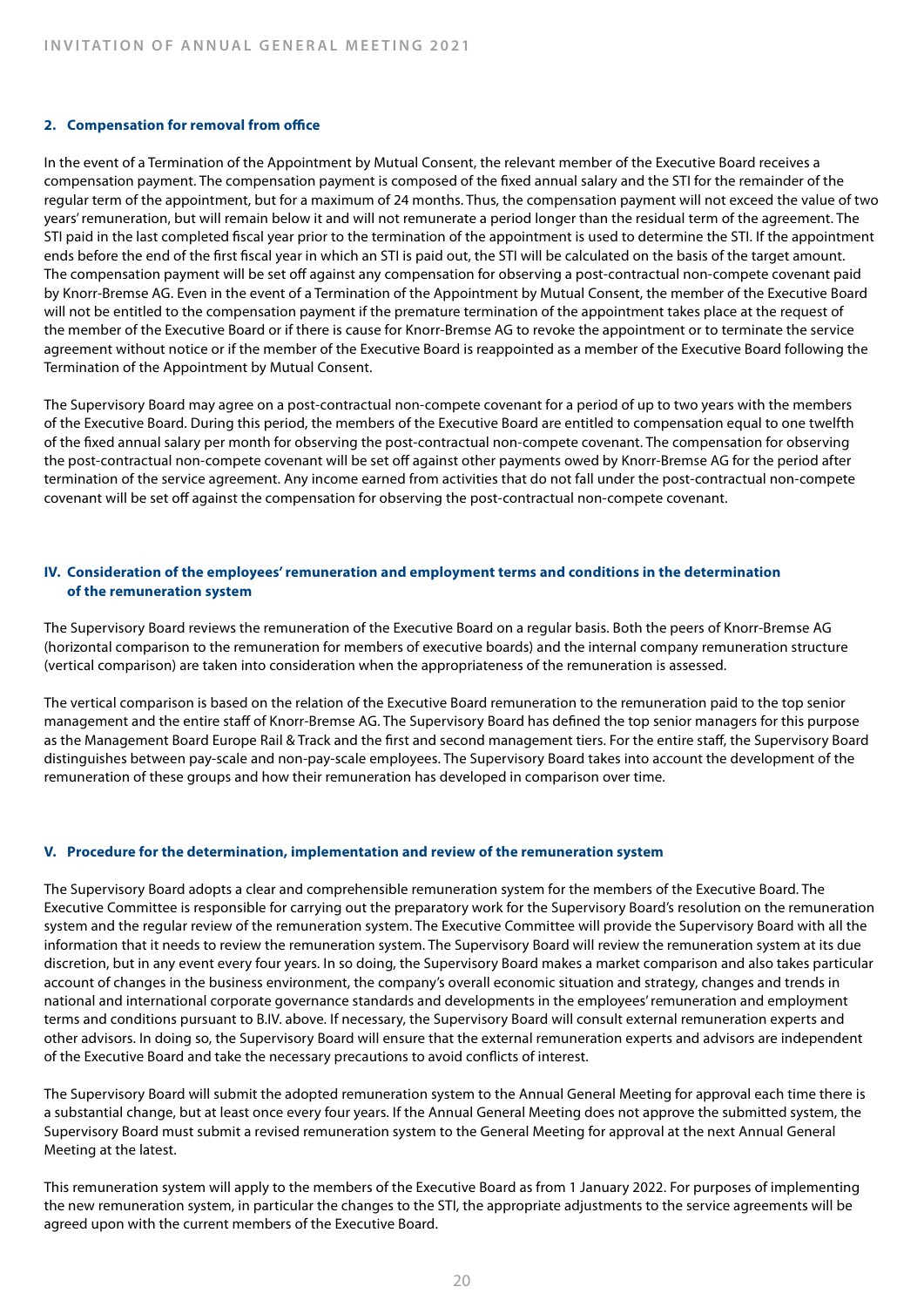### 2. Compensation for removal from office

In the event of a Termination of the Appointment by Mutual Consent, the relevant member of the Executive Board receives a compensation payment. The compensation payment is composed of the fixed annual salary and the STI for the remainder of the regular term of the appointment, but for a maximum of 24 months. Thus, the compensation payment will not exceed the value of two years' remuneration, but will remain below it and will not remunerate a period longer than the residual term of the agreement. The STI paid in the last completed fiscal year prior to the termination of the appointment is used to determine the STI. If the appointment ends before the end of the first fiscal year in which an STI is paid out, the STI will be calculated on the basis of the target amount. The compensation payment will be set off against any compensation for observing a post-contractual non-compete covenant paid by Knorr-Bremse AG. Even in the event of a Termination of the Appointment by Mutual Consent, the member of the Executive Board will not be entitled to the compensation payment if the premature termination of the appointment takes place at the request of the member of the Executive Board or if there is cause for Knorr-Bremse AG to revoke the appointment or to terminate the service agreement without notice or if the member of the Executive Board is reappointed as a member of the Executive Board following the Termination of the Appointment by Mutual Consent.

The Supervisory Board may agree on a post-contractual non-compete covenant for a period of up to two years with the members of the Executive Board. During this period, the members of the Executive Board are entitled to compensation equal to one twelfth of the fixed annual salary per month for observing the post-contractual non-compete covenant. The compensation for observing the post-contractual non-compete covenant will be set off against other payments owed by Knorr-Bremse AG for the period after termination of the service agreement. Any income earned from activities that do not fall under the post-contractual non-compete covenant will be set off against the compensation for observing the post-contractual non-compete covenant.

## IV. Consideration of the employees' remuneration and employment terms and conditions in the determination of the remuneration system

The Supervisory Board reviews the remuneration of the Executive Board on a regular basis. Both the peers of Knorr-Bremse AG (horizontal comparison to the remuneration for members of executive boards) and the internal company remuneration structure (vertical comparison) are taken into consideration when the appropriateness of the remuneration is assessed.

The vertical comparison is based on the relation of the Executive Board remuneration to the remuneration paid to the top senior management and the entire staff of Knorr-Bremse AG. The Supervisory Board has defined the top senior managers for this purpose as the Management Board Europe Rail & Track and the first and second management tiers. For the entire staff, the Supervisory Board distinguishes between pay-scale and non-pay-scale employees. The Supervisory Board takes into account the development of the remuneration of these groups and how their remuneration has developed in comparison over time.

## V. Procedure for the determination, implementation and review of the remuneration system

The Supervisory Board adopts a clear and comprehensible remuneration system for the members of the Executive Board. The Executive Committee is responsible for carrying out the preparatory work for the Supervisory Board's resolution on the remuneration system and the regular review of the remuneration system. The Executive Committee will provide the Supervisory Board with all the information that it needs to review the remuneration system. The Supervisory Board will review the remuneration system at its due discretion, but in any event every four years. In so doing, the Supervisory Board makes a market comparison and also takes particular account of changes in the business environment, the company's overall economic situation and strategy, changes and trends in national and international corporate governance standards and developments in the employees' remuneration and employment terms and conditions pursuant to B.IV. above. If necessary, the Supervisory Board will consult external remuneration experts and other advisors. In doing so, the Supervisory Board will ensure that the external remuneration experts and advisors are independent of the Executive Board and take the necessary precautions to avoid conflicts of interest.

The Supervisory Board will submit the adopted remuneration system to the Annual General Meeting for approval each time there is a substantial change, but at least once every four years. If the Annual General Meeting does not approve the submitted system, the Supervisory Board must submit a revised remuneration system to the General Meeting for approval at the next Annual General Meeting at the latest.

This remuneration system will apply to the members of the Executive Board as from 1 January 2022. For purposes of implementing the new remuneration system, in particular the changes to the STI, the appropriate adjustments to the service agreements will be agreed upon with the current members of the Executive Board.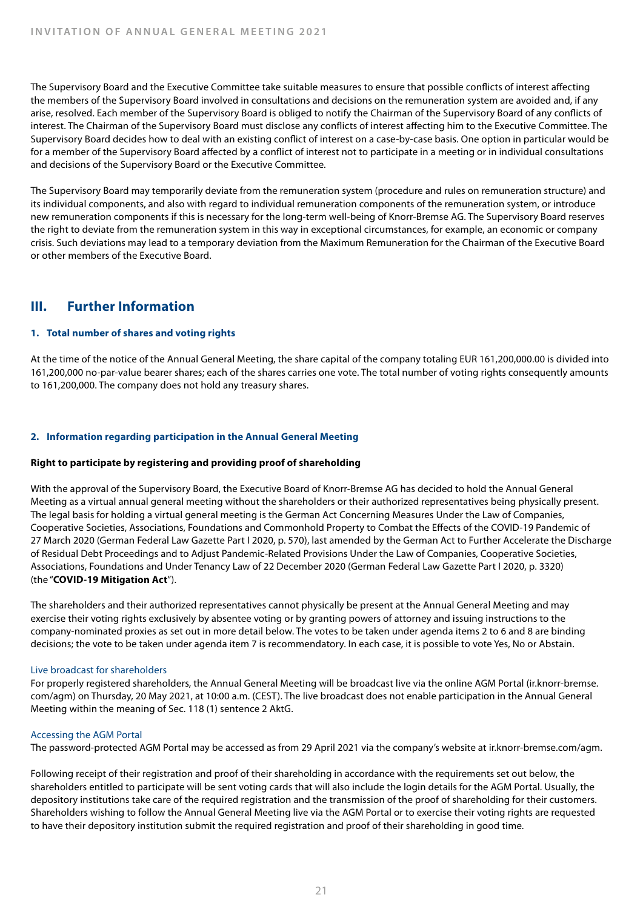The Supervisory Board and the Executive Committee take suitable measures to ensure that possible conflicts of interest affecting the members of the Supervisory Board involved in consultations and decisions on the remuneration system are avoided and, if any arise, resolved. Each member of the Supervisory Board is obliged to notify the Chairman of the Supervisory Board of any conflicts of interest. The Chairman of the Supervisory Board must disclose any conflicts of interest affecting him to the Executive Committee. The Supervisory Board decides how to deal with an existing conflict of interest on a case-by-case basis. One option in particular would be for a member of the Supervisory Board affected by a conflict of interest not to participate in a meeting or in individual consultations and decisions of the Supervisory Board or the Executive Committee.

The Supervisory Board may temporarily deviate from the remuneration system (procedure and rules on remuneration structure) and its individual components, and also with regard to individual remuneration components of the remuneration system, or introduce new remuneration components if this is necessary for the long-term well-being of Knorr-Bremse AG. The Supervisory Board reserves the right to deviate from the remuneration system in this way in exceptional circumstances, for example, an economic or company crisis. Such deviations may lead to a temporary deviation from the Maximum Remuneration for the Chairman of the Executive Board or other members of the Executive Board.

## III. Further Information

### 1. Total number of shares and voting rights

At the time of the notice of the Annual General Meeting, the share capital of the company totaling EUR 161,200,000.00 is divided into 161,200,000 no-par-value bearer shares; each of the shares carries one vote. The total number of voting rights consequently amounts to 161,200,000. The company does not hold any treasury shares.

### 2. Information regarding participation in the Annual General Meeting

**Right to participate by registering and providing proof of shareholding**

With the approval of the Supervisory Board, the Executive Board of Knorr-Bremse AG has decided to hold the Annual General Meeting as a virtual annual general meeting without the shareholders or their authorized representatives being physically present. The legal basis for holding a virtual general meeting is the German Act Concerning Measures Under the Law of Companies, Cooperative Societies, Associations, Foundations and Commonhold Property to Combat the Effects of the COVID-19 Pandemic of 27 March 2020 (German Federal Law Gazette Part I 2020, p. 570), last amended by the German Act to Further Accelerate the Discharge of Residual Debt Proceedings and to Adjust Pandemic-Related Provisions Under the Law of Companies, Cooperative Societies, Associations, Foundations and Under Tenancy Law of 22 December 2020 (German Federal Law Gazette Part I 2020, p. 3320) (the "**COVID-19 Mitigation Act**").

The shareholders and their authorized representatives cannot physically be present at the Annual General Meeting and may exercise their voting rights exclusively by absentee voting or by granting powers of attorney and issuing instructions to the company-nominated proxies as set out in more detail below. The votes to be taken under agenda items 2 to 6 and 8 are binding decisions; the vote to be taken under agenda item 7 is recommendatory. In each case, it is possible to vote Yes, No or Abstain.

Live broadcast for shareholders

For properly registered shareholders, the Annual General Meeting will be broadcast live via the online AGM Portal (ir.knorr-bremse.com/agm) on Thursday, 20 May 2021, at 10:00 a.m. (CEST). The live broadcast does not enable participation in the Annual General Meeting within the meaning of Sec. 118 (1) sentence 2 AktG.

Accessing the AGM Portal

The password-protected AGM Portal may be accessed as from 29 April 2021 via the company's website at ir.knorr-bremse.com/agm.

Following receipt of their registration and proof of their shareholding in accordance with the requirements set out below, the shareholders entitled to participate will be sent voting cards that will also include the login details for the AGM Portal. Usually, the depository institutions take care of the required registration and the transmission of the proof of shareholding for their customers. Shareholders wishing to follow the Annual General Meeting live via the AGM Portal or to exercise their voting rights are requested to have their depository institution submit the required registration and proof of their shareholding in good time.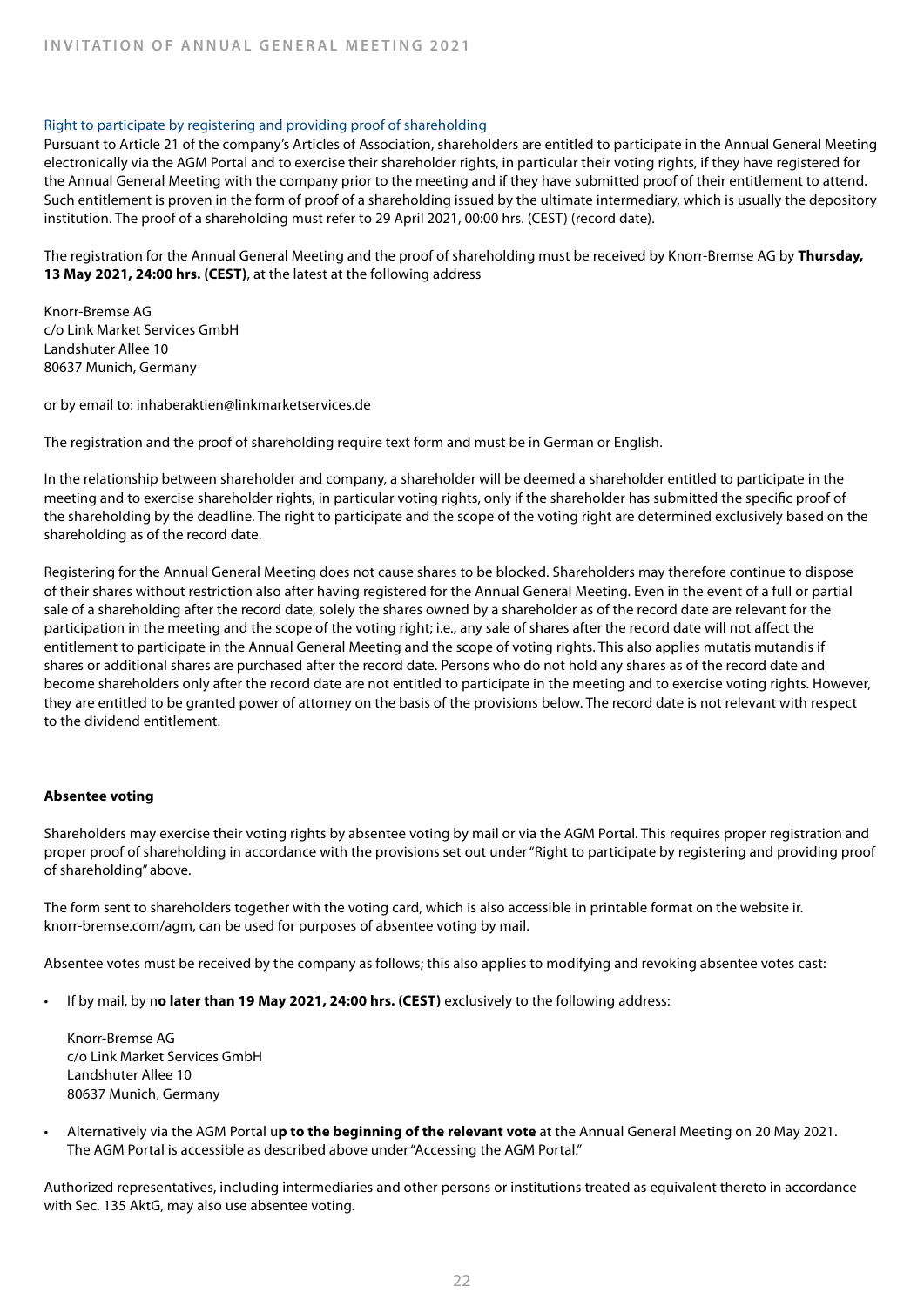### Right to participate by registering and providing proof of shareholding

Pursuant to Article 21 of the company's Articles of Association, shareholders are entitled to participate in the Annual General Meeting electronically via the AGM Portal and to exercise their shareholder rights, in particular their voting rights, if they have registered for the Annual General Meeting with the company prior to the meeting and if they have submitted proof of their entitlement to attend. Such entitlement is proven in the form of proof of a shareholding issued by the ultimate intermediary, which is usually the depository institution. The proof of a shareholding must refer to 29 April 2021, 00:00 hrs. (CEST) (record date).

The registration for the Annual General Meeting and the proof of shareholding must be received by Knorr-Bremse AG by **Thursday, 13 May 2021, 24:00 hrs. (CEST)**, at the latest at the following address

Knorr-Bremse AG
c/o Link Market Services GmbH
Landshuter Allee 10
80637 Munich, Germany

or by email to: inhaberaktien@linkmarketservices.de

The registration and the proof of shareholding require text form and must be in German or English.

In the relationship between shareholder and company, a shareholder will be deemed a shareholder entitled to participate in the meeting and to exercise shareholder rights, in particular voting rights, only if the shareholder has submitted the specific proof of the shareholding by the deadline. The right to participate and the scope of the voting right are determined exclusively based on the shareholding as of the record date.

Registering for the Annual General Meeting does not cause shares to be blocked. Shareholders may therefore continue to dispose of their shares without restriction also after having registered for the Annual General Meeting. Even in the event of a full or partial sale of a shareholding after the record date, solely the shares owned by a shareholder as of the record date are relevant for the participation in the meeting and the scope of the voting right; i.e., any sale of shares after the record date will not affect the entitlement to participate in the Annual General Meeting and the scope of voting rights. This also applies mutatis mutandis if shares or additional shares are purchased after the record date. Persons who do not hold any shares as of the record date and become shareholders only after the record date are not entitled to participate in the meeting and to exercise voting rights. However, they are entitled to be granted power of attorney on the basis of the provisions below. The record date is not relevant with respect to the dividend entitlement.

### Absentee voting

Shareholders may exercise their voting rights by absentee voting by mail or via the AGM Portal. This requires proper registration and proper proof of shareholding in accordance with the provisions set out under "Right to participate by registering and providing proof of shareholding" above.

The form sent to shareholders together with the voting card, which is also accessible in printable format on the website ir.knorr-bremse.com/agm, can be used for purposes of absentee voting by mail.

Absentee votes must be received by the company as follows; this also applies to modifying and revoking absentee votes cast:

- If by mail, by n**o later than 19 May 2021, 24:00 hrs. (CEST)** exclusively to the following address:

  Knorr-Bremse AG
  c/o Link Market Services GmbH
  Landshuter Allee 10
  80637 Munich, Germany

- Alternatively via the AGM Portal u**p to the beginning of the relevant vote** at the Annual General Meeting on 20 May 2021. The AGM Portal is accessible as described above under "Accessing the AGM Portal."

Authorized representatives, including intermediaries and other persons or institutions treated as equivalent thereto in accordance with Sec. 135 AktG, may also use absentee voting.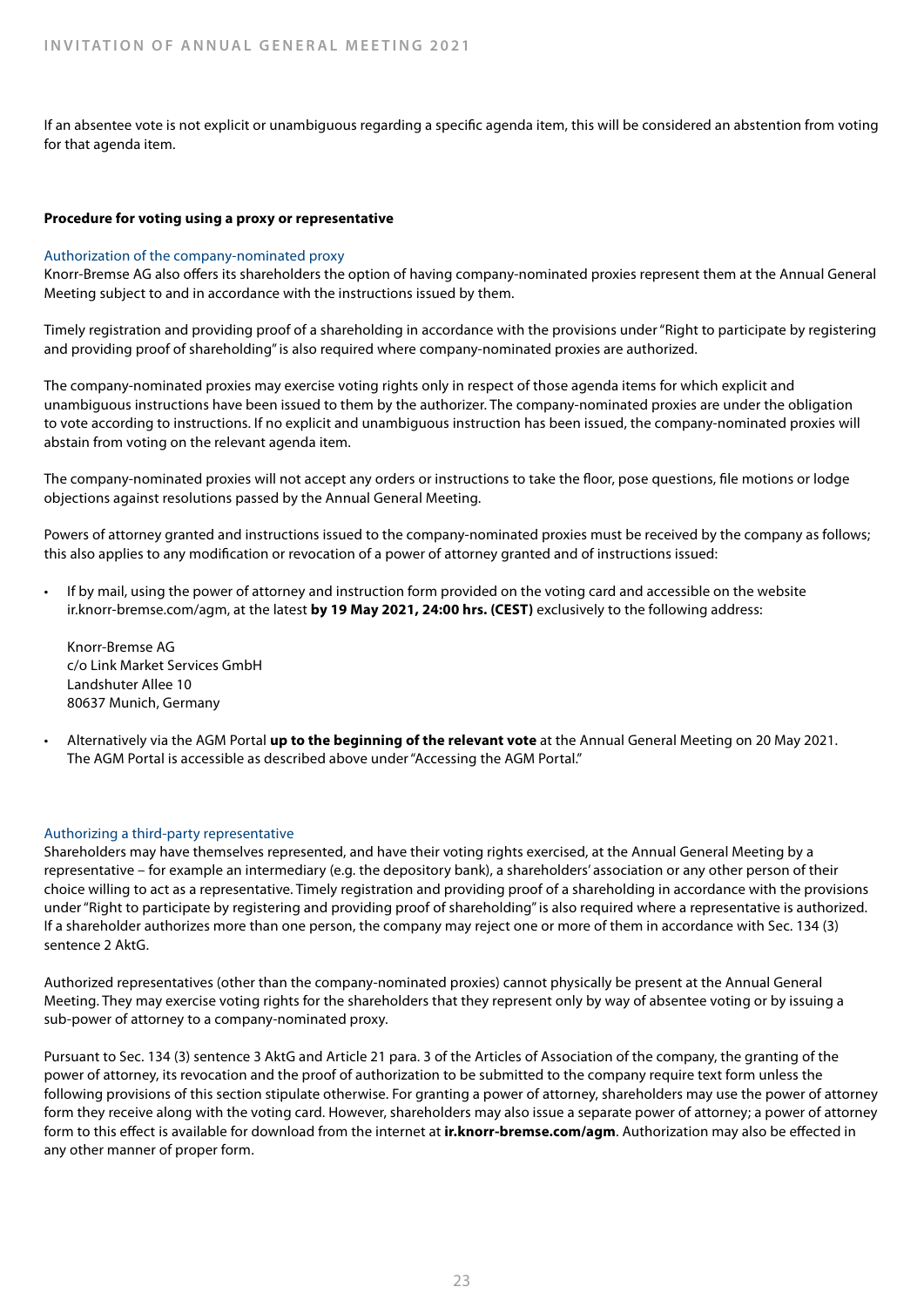If an absentee vote is not explicit or unambiguous regarding a specific agenda item, this will be considered an abstention from voting for that agenda item.

**Procedure for voting using a proxy or representative**

### Authorization of the company-nominated proxy

Knorr-Bremse AG also offers its shareholders the option of having company-nominated proxies represent them at the Annual General Meeting subject to and in accordance with the instructions issued by them.

Timely registration and providing proof of a shareholding in accordance with the provisions under "Right to participate by registering and providing proof of shareholding" is also required where company-nominated proxies are authorized.

The company-nominated proxies may exercise voting rights only in respect of those agenda items for which explicit and unambiguous instructions have been issued to them by the authorizer. The company-nominated proxies are under the obligation to vote according to instructions. If no explicit and unambiguous instruction has been issued, the company-nominated proxies will abstain from voting on the relevant agenda item.

The company-nominated proxies will not accept any orders or instructions to take the floor, pose questions, file motions or lodge objections against resolutions passed by the Annual General Meeting.

Powers of attorney granted and instructions issued to the company-nominated proxies must be received by the company as follows; this also applies to any modification or revocation of a power of attorney granted and of instructions issued:

- If by mail, using the power of attorney and instruction form provided on the voting card and accessible on the website ir.knorr-bremse.com/agm, at the latest **by 19 May 2021, 24:00 hrs. (CEST)** exclusively to the following address:

  Knorr-Bremse AG
  c/o Link Market Services GmbH
  Landshuter Allee 10
  80637 Munich, Germany

- Alternatively via the AGM Portal **up to the beginning of the relevant vote** at the Annual General Meeting on 20 May 2021. The AGM Portal is accessible as described above under "Accessing the AGM Portal."

### Authorizing a third-party representative

Shareholders may have themselves represented, and have their voting rights exercised, at the Annual General Meeting by a representative – for example an intermediary (e.g. the depository bank), a shareholders' association or any other person of their choice willing to act as a representative. Timely registration and providing proof of a shareholding in accordance with the provisions under "Right to participate by registering and providing proof of shareholding" is also required where a representative is authorized. If a shareholder authorizes more than one person, the company may reject one or more of them in accordance with Sec. 134 (3) sentence 2 AktG.

Authorized representatives (other than the company-nominated proxies) cannot physically be present at the Annual General Meeting. They may exercise voting rights for the shareholders that they represent only by way of absentee voting or by issuing a sub-power of attorney to a company-nominated proxy.

Pursuant to Sec. 134 (3) sentence 3 AktG and Article 21 para. 3 of the Articles of Association of the company, the granting of the power of attorney, its revocation and the proof of authorization to be submitted to the company require text form unless the following provisions of this section stipulate otherwise. For granting a power of attorney, shareholders may use the power of attorney form they receive along with the voting card. However, shareholders may also issue a separate power of attorney; a power of attorney form to this effect is available for download from the internet at **ir.knorr-bremse.com/agm**. Authorization may also be effected in any other manner of proper form.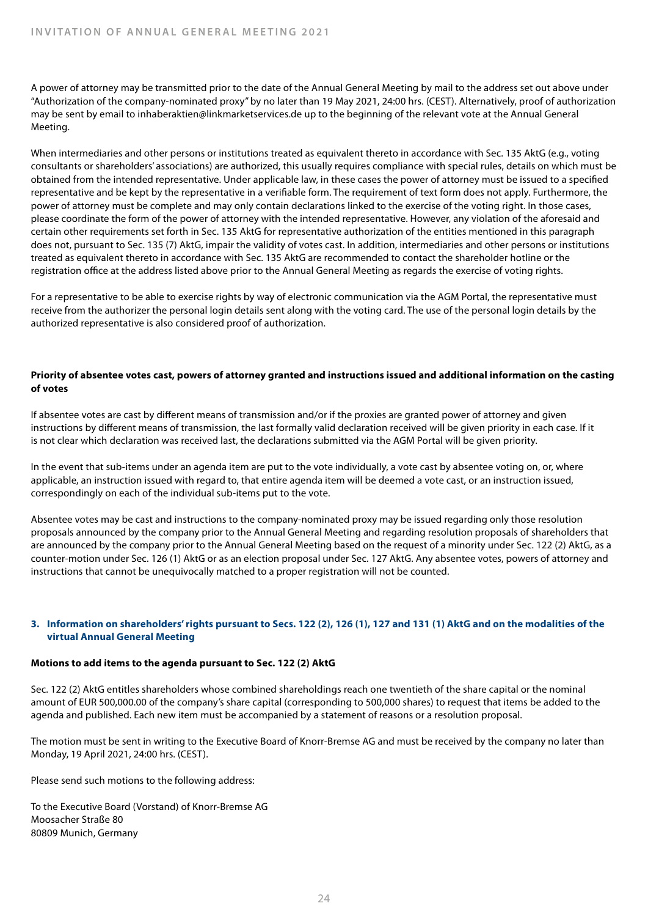A power of attorney may be transmitted prior to the date of the Annual General Meeting by mail to the address set out above under "Authorization of the company-nominated proxy" by no later than 19 May 2021, 24:00 hrs. (CEST). Alternatively, proof of authorization may be sent by email to inhaberaktien@linkmarketservices.de up to the beginning of the relevant vote at the Annual General Meeting.

When intermediaries and other persons or institutions treated as equivalent thereto in accordance with Sec. 135 AktG (e.g., voting consultants or shareholders' associations) are authorized, this usually requires compliance with special rules, details on which must be obtained from the intended representative. Under applicable law, in these cases the power of attorney must be issued to a specified representative and be kept by the representative in a verifiable form. The requirement of text form does not apply. Furthermore, the power of attorney must be complete and may only contain declarations linked to the exercise of the voting right. In those cases, please coordinate the form of the power of attorney with the intended representative. However, any violation of the aforesaid and certain other requirements set forth in Sec. 135 AktG for representative authorization of the entities mentioned in this paragraph does not, pursuant to Sec. 135 (7) AktG, impair the validity of votes cast. In addition, intermediaries and other persons or institutions treated as equivalent thereto in accordance with Sec. 135 AktG are recommended to contact the shareholder hotline or the registration office at the address listed above prior to the Annual General Meeting as regards the exercise of voting rights.

For a representative to be able to exercise rights by way of electronic communication via the AGM Portal, the representative must receive from the authorizer the personal login details sent along with the voting card. The use of the personal login details by the authorized representative is also considered proof of authorization.

**Priority of absentee votes cast, powers of attorney granted and instructions issued and additional information on the casting of votes**

If absentee votes are cast by different means of transmission and/or if the proxies are granted power of attorney and given instructions by different means of transmission, the last formally valid declaration received will be given priority in each case. If it is not clear which declaration was received last, the declarations submitted via the AGM Portal will be given priority.

In the event that sub-items under an agenda item are put to the vote individually, a vote cast by absentee voting on, or, where applicable, an instruction issued with regard to, that entire agenda item will be deemed a vote cast, or an instruction issued, correspondingly on each of the individual sub-items put to the vote.

Absentee votes may be cast and instructions to the company-nominated proxy may be issued regarding only those resolution proposals announced by the company prior to the Annual General Meeting and regarding resolution proposals of shareholders that are announced by the company prior to the Annual General Meeting based on the request of a minority under Sec. 122 (2) AktG, as a counter-motion under Sec. 126 (1) AktG or as an election proposal under Sec. 127 AktG. Any absentee votes, powers of attorney and instructions that cannot be unequivocally matched to a proper registration will not be counted.

## 3. Information on shareholders' rights pursuant to Secs. 122 (2), 126 (1), 127 and 131 (1) AktG and on the modalities of the virtual Annual General Meeting

**Motions to add items to the agenda pursuant to Sec. 122 (2) AktG**

Sec. 122 (2) AktG entitles shareholders whose combined shareholdings reach one twentieth of the share capital or the nominal amount of EUR 500,000.00 of the company's share capital (corresponding to 500,000 shares) to request that items be added to the agenda and published. Each new item must be accompanied by a statement of reasons or a resolution proposal.

The motion must be sent in writing to the Executive Board of Knorr-Bremse AG and must be received by the company no later than Monday, 19 April 2021, 24:00 hrs. (CEST).

Please send such motions to the following address:

To the Executive Board (Vorstand) of Knorr-Bremse AG  
Moosacher Straße 80  
80809 Munich, Germany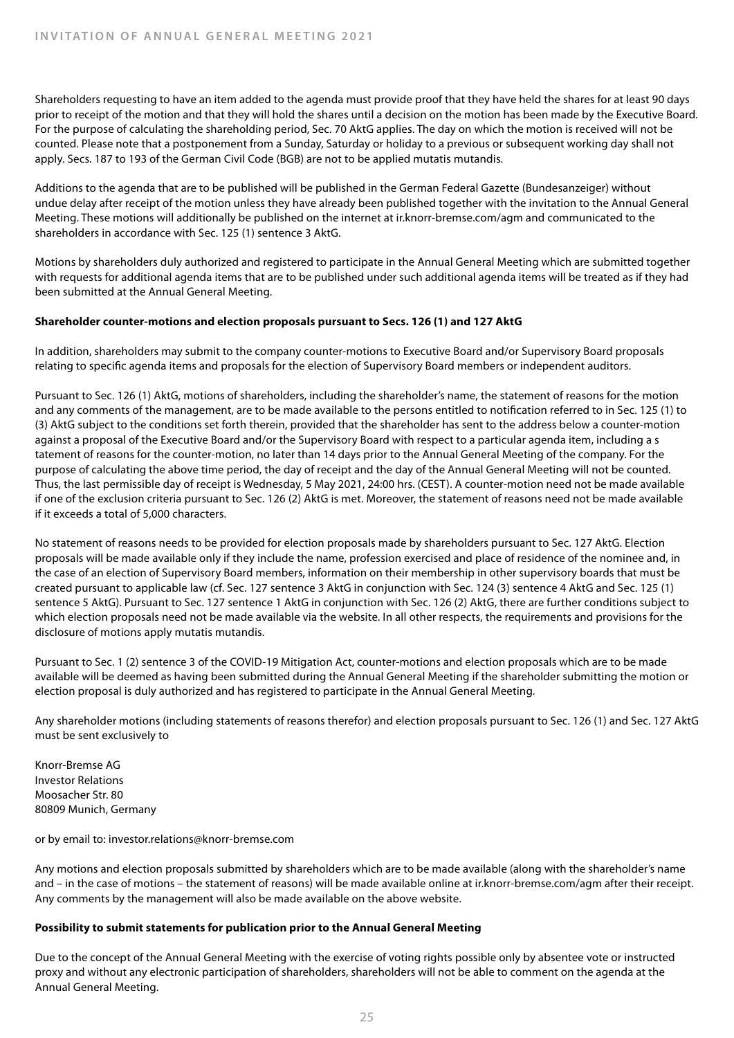Shareholders requesting to have an item added to the agenda must provide proof that they have held the shares for at least 90 days prior to receipt of the motion and that they will hold the shares until a decision on the motion has been made by the Executive Board. For the purpose of calculating the shareholding period, Sec. 70 AktG applies. The day on which the motion is received will not be counted. Please note that a postponement from a Sunday, Saturday or holiday to a previous or subsequent working day shall not apply. Secs. 187 to 193 of the German Civil Code (BGB) are not to be applied mutatis mutandis.

Additions to the agenda that are to be published will be published in the German Federal Gazette (Bundesanzeiger) without undue delay after receipt of the motion unless they have already been published together with the invitation to the Annual General Meeting. These motions will additionally be published on the internet at ir.knorr-bremse.com/agm and communicated to the shareholders in accordance with Sec. 125 (1) sentence 3 AktG.

Motions by shareholders duly authorized and registered to participate in the Annual General Meeting which are submitted together with requests for additional agenda items that are to be published under such additional agenda items will be treated as if they had been submitted at the Annual General Meeting.

**Shareholder counter-motions and election proposals pursuant to Secs. 126 (1) and 127 AktG**

In addition, shareholders may submit to the company counter-motions to Executive Board and/or Supervisory Board proposals relating to specific agenda items and proposals for the election of Supervisory Board members or independent auditors.

Pursuant to Sec. 126 (1) AktG, motions of shareholders, including the shareholder's name, the statement of reasons for the motion and any comments of the management, are to be made available to the persons entitled to notification referred to in Sec. 125 (1) to (3) AktG subject to the conditions set forth therein, provided that the shareholder has sent to the address below a counter-motion against a proposal of the Executive Board and/or the Supervisory Board with respect to a particular agenda item, including a statement of reasons for the counter-motion, no later than 14 days prior to the Annual General Meeting of the company. For the purpose of calculating the above time period, the day of receipt and the day of the Annual General Meeting will not be counted. Thus, the last permissible day of receipt is Wednesday, 5 May 2021, 24:00 hrs. (CEST). A counter-motion need not be made available if one of the exclusion criteria pursuant to Sec. 126 (2) AktG is met. Moreover, the statement of reasons need not be made available if it exceeds a total of 5,000 characters.

No statement of reasons needs to be provided for election proposals made by shareholders pursuant to Sec. 127 AktG. Election proposals will be made available only if they include the name, profession exercised and place of residence of the nominee and, in the case of an election of Supervisory Board members, information on their membership in other supervisory boards that must be created pursuant to applicable law (cf. Sec. 127 sentence 3 AktG in conjunction with Sec. 124 (3) sentence 4 AktG and Sec. 125 (1) sentence 5 AktG). Pursuant to Sec. 127 sentence 1 AktG in conjunction with Sec. 126 (2) AktG, there are further conditions subject to which election proposals need not be made available via the website. In all other respects, the requirements and provisions for the disclosure of motions apply mutatis mutandis.

Pursuant to Sec. 1 (2) sentence 3 of the COVID-19 Mitigation Act, counter-motions and election proposals which are to be made available will be deemed as having been submitted during the Annual General Meeting if the shareholder submitting the motion or election proposal is duly authorized and has registered to participate in the Annual General Meeting.

Any shareholder motions (including statements of reasons therefor) and election proposals pursuant to Sec. 126 (1) and Sec. 127 AktG must be sent exclusively to

Knorr-Bremse AG
Investor Relations
Moosacher Str. 80
80809 Munich, Germany

or by email to: investor.relations@knorr-bremse.com

Any motions and election proposals submitted by shareholders which are to be made available (along with the shareholder's name and – in the case of motions – the statement of reasons) will be made available online at ir.knorr-bremse.com/agm after their receipt. Any comments by the management will also be made available on the above website.

**Possibility to submit statements for publication prior to the Annual General Meeting**

Due to the concept of the Annual General Meeting with the exercise of voting rights possible only by absentee vote or instructed proxy and without any electronic participation of shareholders, shareholders will not be able to comment on the agenda at the Annual General Meeting.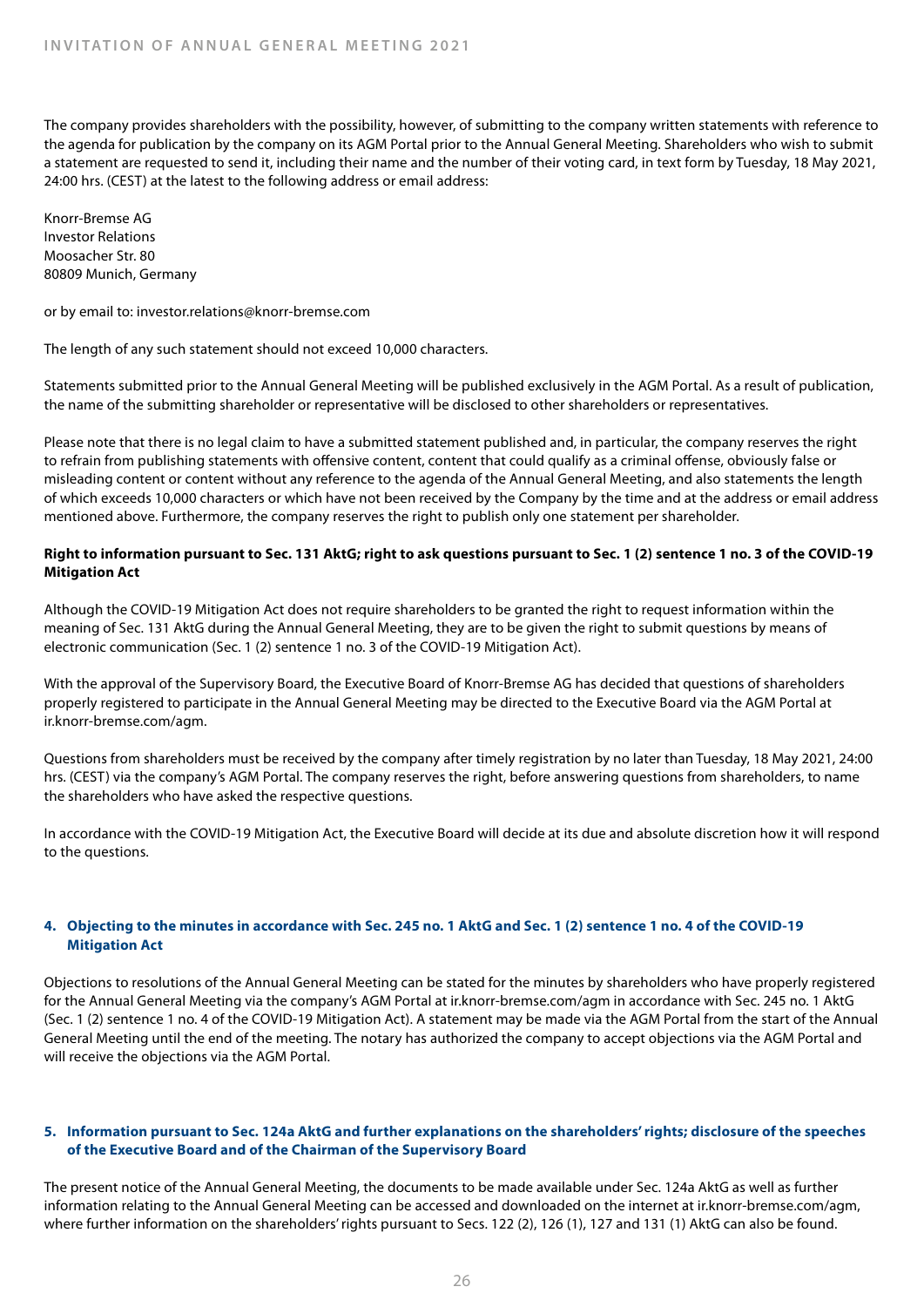The company provides shareholders with the possibility, however, of submitting to the company written statements with reference to the agenda for publication by the company on its AGM Portal prior to the Annual General Meeting. Shareholders who wish to submit a statement are requested to send it, including their name and the number of their voting card, in text form by Tuesday, 18 May 2021, 24:00 hrs. (CEST) at the latest to the following address or email address:

Knorr-Bremse AG
Investor Relations
Moosacher Str. 80
80809 Munich, Germany

or by email to: investor.relations@knorr-bremse.com

The length of any such statement should not exceed 10,000 characters.

Statements submitted prior to the Annual General Meeting will be published exclusively in the AGM Portal. As a result of publication, the name of the submitting shareholder or representative will be disclosed to other shareholders or representatives.

Please note that there is no legal claim to have a submitted statement published and, in particular, the company reserves the right to refrain from publishing statements with offensive content, content that could qualify as a criminal offense, obviously false or misleading content or content without any reference to the agenda of the Annual General Meeting, and also statements the length of which exceeds 10,000 characters or which have not been received by the Company by the time and at the address or email address mentioned above. Furthermore, the company reserves the right to publish only one statement per shareholder.

**Right to information pursuant to Sec. 131 AktG; right to ask questions pursuant to Sec. 1 (2) sentence 1 no. 3 of the COVID-19 Mitigation Act**

Although the COVID-19 Mitigation Act does not require shareholders to be granted the right to request information within the meaning of Sec. 131 AktG during the Annual General Meeting, they are to be given the right to submit questions by means of electronic communication (Sec. 1 (2) sentence 1 no. 3 of the COVID-19 Mitigation Act).

With the approval of the Supervisory Board, the Executive Board of Knorr-Bremse AG has decided that questions of shareholders properly registered to participate in the Annual General Meeting may be directed to the Executive Board via the AGM Portal at ir.knorr-bremse.com/agm.

Questions from shareholders must be received by the company after timely registration by no later than Tuesday, 18 May 2021, 24:00 hrs. (CEST) via the company's AGM Portal. The company reserves the right, before answering questions from shareholders, to name the shareholders who have asked the respective questions.

In accordance with the COVID-19 Mitigation Act, the Executive Board will decide at its due and absolute discretion how it will respond to the questions.

### 4. Objecting to the minutes in accordance with Sec. 245 no. 1 AktG and Sec. 1 (2) sentence 1 no. 4 of the COVID-19 Mitigation Act

Objections to resolutions of the Annual General Meeting can be stated for the minutes by shareholders who have properly registered for the Annual General Meeting via the company's AGM Portal at ir.knorr-bremse.com/agm in accordance with Sec. 245 no. 1 AktG (Sec. 1 (2) sentence 1 no. 4 of the COVID-19 Mitigation Act). A statement may be made via the AGM Portal from the start of the Annual General Meeting until the end of the meeting. The notary has authorized the company to accept objections via the AGM Portal and will receive the objections via the AGM Portal.

### 5. Information pursuant to Sec. 124a AktG and further explanations on the shareholders' rights; disclosure of the speeches of the Executive Board and of the Chairman of the Supervisory Board

The present notice of the Annual General Meeting, the documents to be made available under Sec. 124a AktG as well as further information relating to the Annual General Meeting can be accessed and downloaded on the internet at ir.knorr-bremse.com/agm, where further information on the shareholders' rights pursuant to Secs. 122 (2), 126 (1), 127 and 131 (1) AktG can also be found.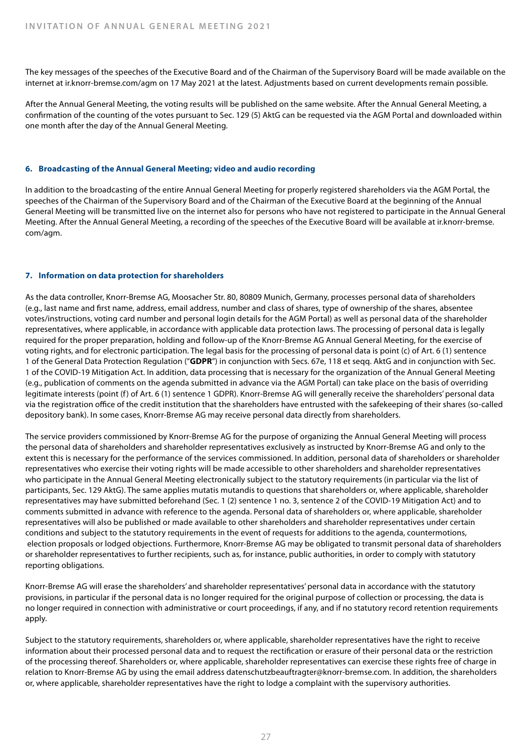The key messages of the speeches of the Executive Board and of the Chairman of the Supervisory Board will be made available on the internet at ir.knorr-bremse.com/agm on 17 May 2021 at the latest. Adjustments based on current developments remain possible.

After the Annual General Meeting, the voting results will be published on the same website. After the Annual General Meeting, a confirmation of the counting of the votes pursuant to Sec. 129 (5) AktG can be requested via the AGM Portal and downloaded within one month after the day of the Annual General Meeting.

### 6. Broadcasting of the Annual General Meeting; video and audio recording

In addition to the broadcasting of the entire Annual General Meeting for properly registered shareholders via the AGM Portal, the speeches of the Chairman of the Supervisory Board and of the Chairman of the Executive Board at the beginning of the Annual General Meeting will be transmitted live on the internet also for persons who have not registered to participate in the Annual General Meeting. After the Annual General Meeting, a recording of the speeches of the Executive Board will be available at ir.knorr-bremse.com/agm.

### 7. Information on data protection for shareholders

As the data controller, Knorr-Bremse AG, Moosacher Str. 80, 80809 Munich, Germany, processes personal data of shareholders (e.g., last name and first name, address, email address, number and class of shares, type of ownership of the shares, absentee votes/instructions, voting card number and personal login details for the AGM Portal) as well as personal data of the shareholder representatives, where applicable, in accordance with applicable data protection laws. The processing of personal data is legally required for the proper preparation, holding and follow-up of the Knorr-Bremse AG Annual General Meeting, for the exercise of voting rights, and for electronic participation. The legal basis for the processing of personal data is point (c) of Art. 6 (1) sentence 1 of the General Data Protection Regulation ("**GDPR**") in conjunction with Secs. 67e, 118 et seqq. AktG and in conjunction with Sec. 1 of the COVID-19 Mitigation Act. In addition, data processing that is necessary for the organization of the Annual General Meeting (e.g., publication of comments on the agenda submitted in advance via the AGM Portal) can take place on the basis of overriding legitimate interests (point (f) of Art. 6 (1) sentence 1 GDPR). Knorr-Bremse AG will generally receive the shareholders' personal data via the registration office of the credit institution that the shareholders have entrusted with the safekeeping of their shares (so-called depository bank). In some cases, Knorr-Bremse AG may receive personal data directly from shareholders.

The service providers commissioned by Knorr-Bremse AG for the purpose of organizing the Annual General Meeting will process the personal data of shareholders and shareholder representatives exclusively as instructed by Knorr-Bremse AG and only to the extent this is necessary for the performance of the services commissioned. In addition, personal data of shareholders or shareholder representatives who exercise their voting rights will be made accessible to other shareholders and shareholder representatives who participate in the Annual General Meeting electronically subject to the statutory requirements (in particular via the list of participants, Sec. 129 AktG). The same applies mutatis mutandis to questions that shareholders or, where applicable, shareholder representatives may have submitted beforehand (Sec. 1 (2) sentence 1 no. 3, sentence 2 of the COVID-19 Mitigation Act) and to comments submitted in advance with reference to the agenda. Personal data of shareholders or, where applicable, shareholder representatives will also be published or made available to other shareholders and shareholder representatives under certain conditions and subject to the statutory requirements in the event of requests for additions to the agenda, countermotions, election proposals or lodged objections. Furthermore, Knorr-Bremse AG may be obligated to transmit personal data of shareholders or shareholder representatives to further recipients, such as, for instance, public authorities, in order to comply with statutory reporting obligations.

Knorr-Bremse AG will erase the shareholders' and shareholder representatives' personal data in accordance with the statutory provisions, in particular if the personal data is no longer required for the original purpose of collection or processing, the data is no longer required in connection with administrative or court proceedings, if any, and if no statutory record retention requirements apply.

Subject to the statutory requirements, shareholders or, where applicable, shareholder representatives have the right to receive information about their processed personal data and to request the rectification or erasure of their personal data or the restriction of the processing thereof. Shareholders or, where applicable, shareholder representatives can exercise these rights free of charge in relation to Knorr-Bremse AG by using the email address datenschutzbeauftragter@knorr-bremse.com. In addition, the shareholders or, where applicable, shareholder representatives have the right to lodge a complaint with the supervisory authorities.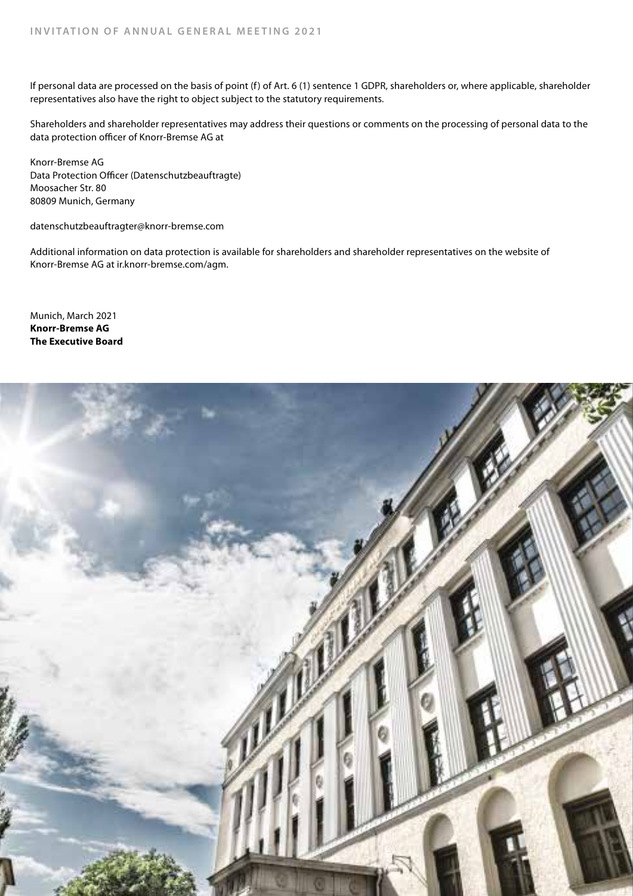If personal data are processed on the basis of point (f) of Art. 6 (1) sentence 1 GDPR, shareholders or, where applicable, shareholder representatives also have the right to object subject to the statutory requirements.

Shareholders and shareholder representatives may address their questions or comments on the processing of personal data to the data protection officer of Knorr-Bremse AG at

Knorr-Bremse AG
Data Protection Officer (Datenschutzbeauftragte)
Moosacher Str. 80
80809 Munich, Germany

datenschutzbeauftragter@knorr-bremse.com

Additional information on data protection is available for shareholders and shareholder representatives on the website of Knorr-Bremse AG at ir.knorr-bremse.com/agm.

Munich, March 2021
**Knorr-Bremse AG**
**The Executive Board**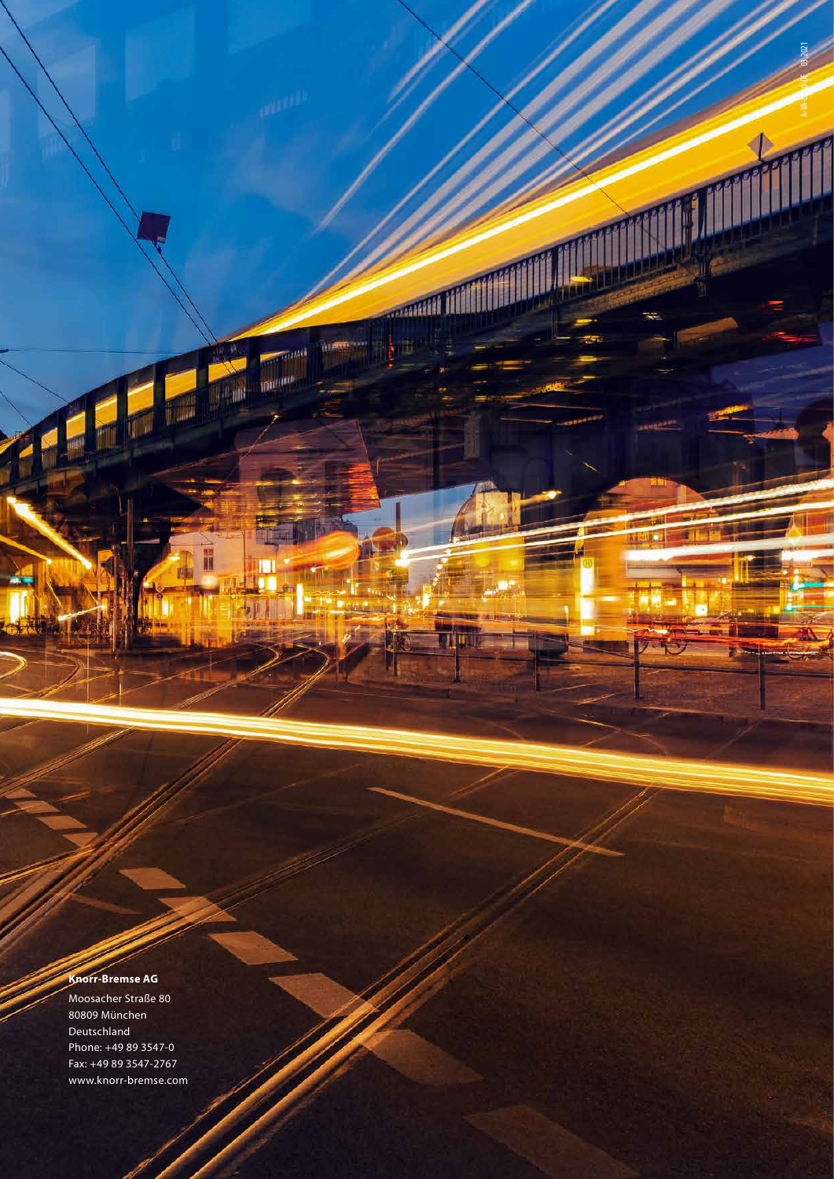**Knorr-Bremse AG**

Moosacher Straße 80
80809 München
Deutschland
Phone: +49 89 3547-0
Fax: +49 89 3547-2767
www.knorr-bremse.com